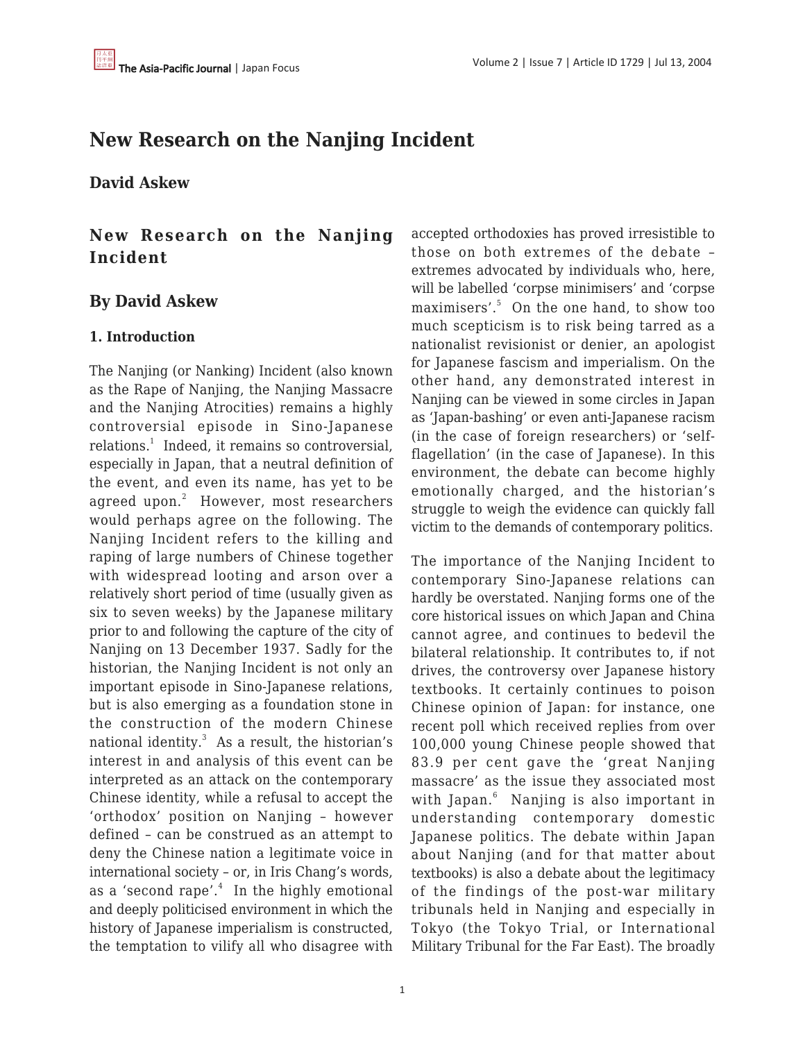# New Research on the Nanjing Incident

**David Askew**

## New Research on the Nanjing Incident

## By David Askew

### 1. Introduction

The Nanjing (or Nanking) Incident (also known as the Rape of Nanjing, the Nanjing Massacre and the Nanjing Atrocities) remains a highly controversial episode in Sino-Japanese relations.[1] Indeed, it remains so controversial, especially in Japan, that a neutral definition of the event, and even its name, has yet to be agreed upon.[2] However, most researchers would perhaps agree on the following. The Nanjing Incident refers to the killing and raping of large numbers of Chinese together with widespread looting and arson over a relatively short period of time (usually given as six to seven weeks) by the Japanese military prior to and following the capture of the city of Nanjing on 13 December 1937. Sadly for the historian, the Nanjing Incident is not only an important episode in Sino-Japanese relations, but is also emerging as a foundation stone in the construction of the modern Chinese national identity.[3] As a result, the historian's interest in and analysis of this event can be interpreted as an attack on the contemporary Chinese identity, while a refusal to accept the 'orthodox' position on Nanjing – however defined – can be construed as an attempt to deny the Chinese nation a legitimate voice in international society – or, in Iris Chang's words, as a 'second rape'.[4] In the highly emotional and deeply politicised environment in which the history of Japanese imperialism is constructed, the temptation to vilify all who disagree with accepted orthodoxies has proved irresistible to those on both extremes of the debate – extremes advocated by individuals who, here, will be labelled 'corpse minimisers' and 'corpse maximisers'.[5] On the one hand, to show too much scepticism is to risk being tarred as a nationalist revisionist or denier, an apologist for Japanese fascism and imperialism. On the other hand, any demonstrated interest in Nanjing can be viewed in some circles in Japan as 'Japan-bashing' or even anti-Japanese racism (in the case of foreign researchers) or 'self-flagellation' (in the case of Japanese). In this environment, the debate can become highly emotionally charged, and the historian's struggle to weigh the evidence can quickly fall victim to the demands of contemporary politics.

The importance of the Nanjing Incident to contemporary Sino-Japanese relations can hardly be overstated. Nanjing forms one of the core historical issues on which Japan and China cannot agree, and continues to bedevil the bilateral relationship. It contributes to, if not drives, the controversy over Japanese history textbooks. It certainly continues to poison Chinese opinion of Japan: for instance, one recent poll which received replies from over 100,000 young Chinese people showed that 83.9 per cent gave the 'great Nanjing massacre' as the issue they associated most with Japan.[6] Nanjing is also important in understanding contemporary domestic Japanese politics. The debate within Japan about Nanjing (and for that matter about textbooks) is also a debate about the legitimacy of the findings of the post-war military tribunals held in Nanjing and especially in Tokyo (the Tokyo Trial, or International Military Tribunal for the Far East). The broadly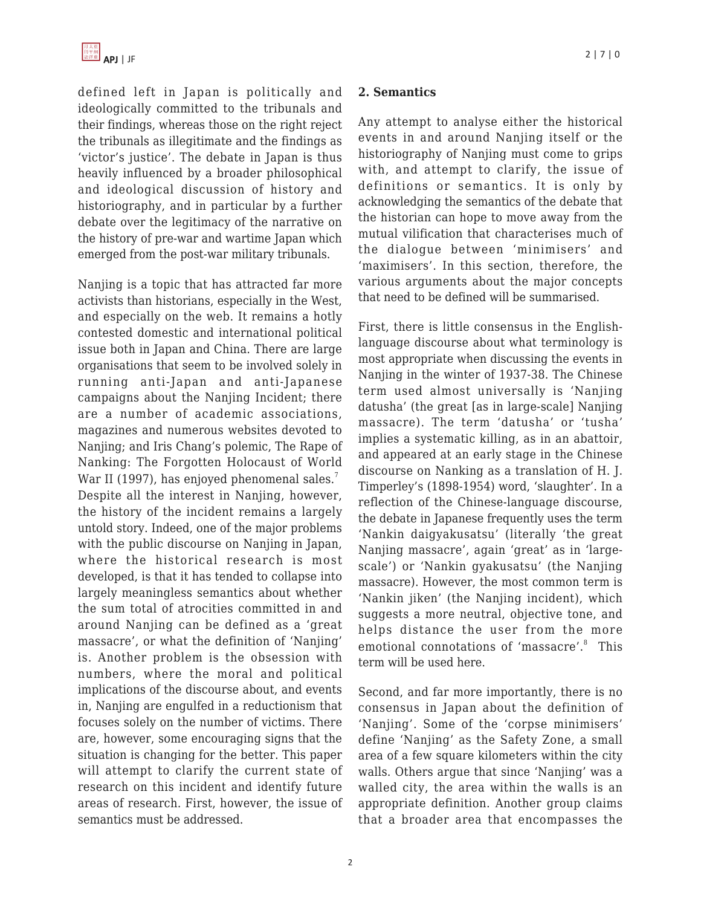defined left in Japan is politically and ideologically committed to the tribunals and their findings, whereas those on the right reject the tribunals as illegitimate and the findings as 'victor's justice'. The debate in Japan is thus heavily influenced by a broader philosophical and ideological discussion of history and historiography, and in particular by a further debate over the legitimacy of the narrative on the history of pre-war and wartime Japan which emerged from the post-war military tribunals.

Nanjing is a topic that has attracted far more activists than historians, especially in the West, and especially on the web. It remains a hotly contested domestic and international political issue both in Japan and China. There are large organisations that seem to be involved solely in running anti-Japan and anti-Japanese campaigns about the Nanjing Incident; there are a number of academic associations, magazines and numerous websites devoted to Nanjing; and Iris Chang's polemic, The Rape of Nanking: The Forgotten Holocaust of World War II (1997), has enjoyed phenomenal sales.[7] Despite all the interest in Nanjing, however, the history of the incident remains a largely untold story. Indeed, one of the major problems with the public discourse on Nanjing in Japan, where the historical research is most developed, is that it has tended to collapse into largely meaningless semantics about whether the sum total of atrocities committed in and around Nanjing can be defined as a 'great massacre', or what the definition of 'Nanjing' is. Another problem is the obsession with numbers, where the moral and political implications of the discourse about, and events in, Nanjing are engulfed in a reductionism that focuses solely on the number of victims. There are, however, some encouraging signs that the situation is changing for the better. This paper will attempt to clarify the current state of research on this incident and identify future areas of research. First, however, the issue of semantics must be addressed.

## 2. Semantics

Any attempt to analyse either the historical events in and around Nanjing itself or the historiography of Nanjing must come to grips with, and attempt to clarify, the issue of definitions or semantics. It is only by acknowledging the semantics of the debate that the historian can hope to move away from the mutual vilification that characterises much of the dialogue between 'minimisers' and 'maximisers'. In this section, therefore, the various arguments about the major concepts that need to be defined will be summarised.

First, there is little consensus in the English-language discourse about what terminology is most appropriate when discussing the events in Nanjing in the winter of 1937-38. The Chinese term used almost universally is 'Nanjing datusha' (the great [as in large-scale] Nanjing massacre). The term 'datusha' or 'tusha' implies a systematic killing, as in an abattoir, and appeared at an early stage in the Chinese discourse on Nanking as a translation of H. J. Timperley's (1898-1954) word, 'slaughter'. In a reflection of the Chinese-language discourse, the debate in Japanese frequently uses the term 'Nankin daigyakusatsu' (literally 'the great Nanjing massacre', again 'great' as in 'large-scale') or 'Nankin gyakusatsu' (the Nanjing massacre). However, the most common term is 'Nankin jiken' (the Nanjing incident), which suggests a more neutral, objective tone, and helps distance the user from the more emotional connotations of 'massacre'.[8] This term will be used here.

Second, and far more importantly, there is no consensus in Japan about the definition of 'Nanjing'. Some of the 'corpse minimisers' define 'Nanjing' as the Safety Zone, a small area of a few square kilometers within the city walls. Others argue that since 'Nanjing' was a walled city, the area within the walls is an appropriate definition. Another group claims that a broader area that encompasses the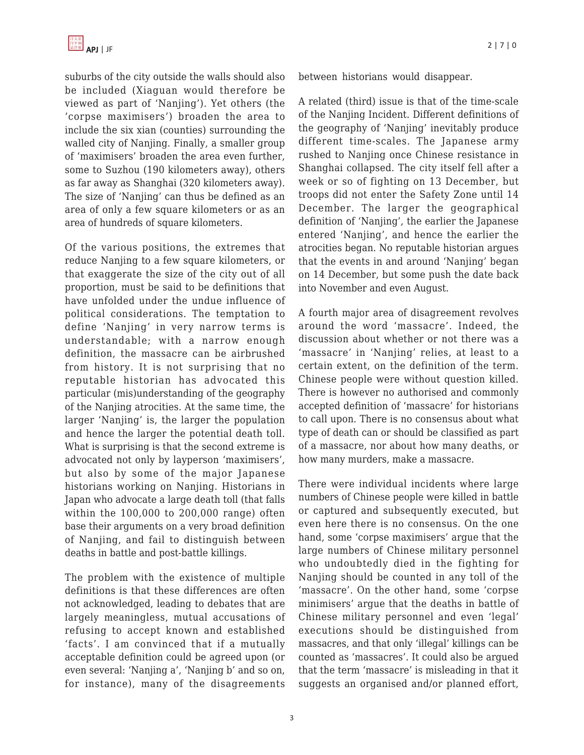suburbs of the city outside the walls should also be included (Xiaguan would therefore be viewed as part of 'Nanjing'). Yet others (the 'corpse maximisers') broaden the area to include the six xian (counties) surrounding the walled city of Nanjing. Finally, a smaller group of 'maximisers' broaden the area even further, some to Suzhou (190 kilometers away), others as far away as Shanghai (320 kilometers away). The size of 'Nanjing' can thus be defined as an area of only a few square kilometers or as an area of hundreds of square kilometers.

Of the various positions, the extremes that reduce Nanjing to a few square kilometers, or that exaggerate the size of the city out of all proportion, must be said to be definitions that have unfolded under the undue influence of political considerations. The temptation to define 'Nanjing' in very narrow terms is understandable; with a narrow enough definition, the massacre can be airbrushed from history. It is not surprising that no reputable historian has advocated this particular (mis)understanding of the geography of the Nanjing atrocities. At the same time, the larger 'Nanjing' is, the larger the population and hence the larger the potential death toll. What is surprising is that the second extreme is advocated not only by layperson 'maximisers', but also by some of the major Japanese historians working on Nanjing. Historians in Japan who advocate a large death toll (that falls within the 100,000 to 200,000 range) often base their arguments on a very broad definition of Nanjing, and fail to distinguish between deaths in battle and post-battle killings.

The problem with the existence of multiple definitions is that these differences are often not acknowledged, leading to debates that are largely meaningless, mutual accusations of refusing to accept known and established 'facts'. I am convinced that if a mutually acceptable definition could be agreed upon (or even several: 'Nanjing a', 'Nanjing b' and so on, for instance), many of the disagreements between historians would disappear.

A related (third) issue is that of the time-scale of the Nanjing Incident. Different definitions of the geography of 'Nanjing' inevitably produce different time-scales. The Japanese army rushed to Nanjing once Chinese resistance in Shanghai collapsed. The city itself fell after a week or so of fighting on 13 December, but troops did not enter the Safety Zone until 14 December. The larger the geographical definition of 'Nanjing', the earlier the Japanese entered 'Nanjing', and hence the earlier the atrocities began. No reputable historian argues that the events in and around 'Nanjing' began on 14 December, but some push the date back into November and even August.

A fourth major area of disagreement revolves around the word 'massacre'. Indeed, the discussion about whether or not there was a 'massacre' in 'Nanjing' relies, at least to a certain extent, on the definition of the term. Chinese people were without question killed. There is however no authorised and commonly accepted definition of 'massacre' for historians to call upon. There is no consensus about what type of death can or should be classified as part of a massacre, nor about how many deaths, or how many murders, make a massacre.

There were individual incidents where large numbers of Chinese people were killed in battle or captured and subsequently executed, but even here there is no consensus. On the one hand, some 'corpse maximisers' argue that the large numbers of Chinese military personnel who undoubtedly died in the fighting for Nanjing should be counted in any toll of the 'massacre'. On the other hand, some 'corpse minimisers' argue that the deaths in battle of Chinese military personnel and even 'legal' executions should be distinguished from massacres, and that only 'illegal' killings can be counted as 'massacres'. It could also be argued that the term 'massacre' is misleading in that it suggests an organised and/or planned effort,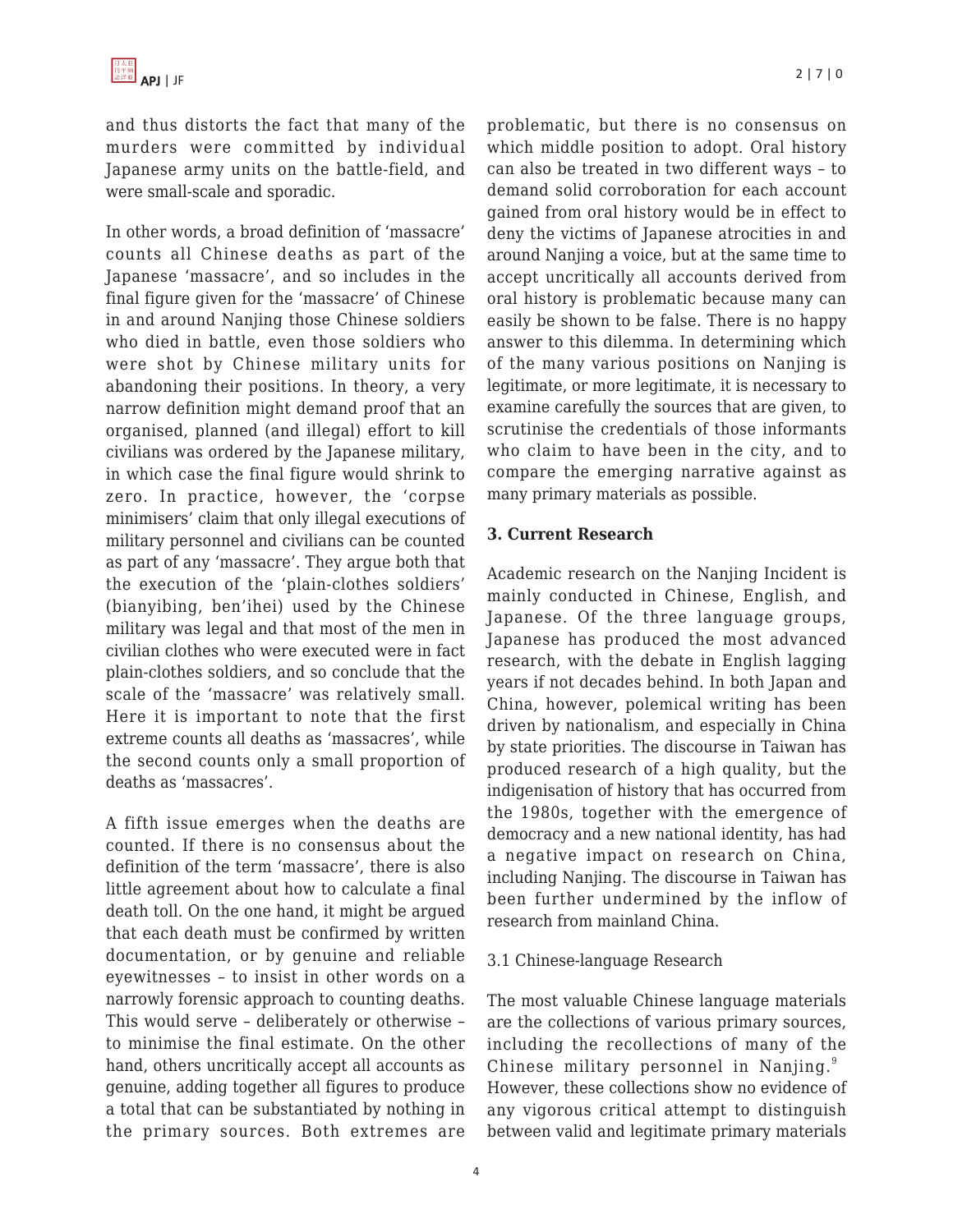and thus distorts the fact that many of the murders were committed by individual Japanese army units on the battle-field, and were small-scale and sporadic.

In other words, a broad definition of 'massacre' counts all Chinese deaths as part of the Japanese 'massacre', and so includes in the final figure given for the 'massacre' of Chinese in and around Nanjing those Chinese soldiers who died in battle, even those soldiers who were shot by Chinese military units for abandoning their positions. In theory, a very narrow definition might demand proof that an organised, planned (and illegal) effort to kill civilians was ordered by the Japanese military, in which case the final figure would shrink to zero. In practice, however, the 'corpse minimisers' claim that only illegal executions of military personnel and civilians can be counted as part of any 'massacre'. They argue both that the execution of the 'plain-clothes soldiers' (bianyibing, ben'ihei) used by the Chinese military was legal and that most of the men in civilian clothes who were executed were in fact plain-clothes soldiers, and so conclude that the scale of the 'massacre' was relatively small. Here it is important to note that the first extreme counts all deaths as 'massacres', while the second counts only a small proportion of deaths as 'massacres'.

A fifth issue emerges when the deaths are counted. If there is no consensus about the definition of the term 'massacre', there is also little agreement about how to calculate a final death toll. On the one hand, it might be argued that each death must be confirmed by written documentation, or by genuine and reliable eyewitnesses – to insist in other words on a narrowly forensic approach to counting deaths. This would serve – deliberately or otherwise – to minimise the final estimate. On the other hand, others uncritically accept all accounts as genuine, adding together all figures to produce a total that can be substantiated by nothing in the primary sources. Both extremes are problematic, but there is no consensus on which middle position to adopt. Oral history can also be treated in two different ways – to demand solid corroboration for each account gained from oral history would be in effect to deny the victims of Japanese atrocities in and around Nanjing a voice, but at the same time to accept uncritically all accounts derived from oral history is problematic because many can easily be shown to be false. There is no happy answer to this dilemma. In determining which of the many various positions on Nanjing is legitimate, or more legitimate, it is necessary to examine carefully the sources that are given, to scrutinise the credentials of those informants who claim to have been in the city, and to compare the emerging narrative against as many primary materials as possible.

## 3. Current Research

Academic research on the Nanjing Incident is mainly conducted in Chinese, English, and Japanese. Of the three language groups, Japanese has produced the most advanced research, with the debate in English lagging years if not decades behind. In both Japan and China, however, polemical writing has been driven by nationalism, and especially in China by state priorities. The discourse in Taiwan has produced research of a high quality, but the indigenisation of history that has occurred from the 1980s, together with the emergence of democracy and a new national identity, has had a negative impact on research on China, including Nanjing. The discourse in Taiwan has been further undermined by the inflow of research from mainland China.

### 3.1 Chinese-language Research

The most valuable Chinese language materials are the collections of various primary sources, including the recollections of many of the Chinese military personnel in Nanjing.[9] However, these collections show no evidence of any vigorous critical attempt to distinguish between valid and legitimate primary materials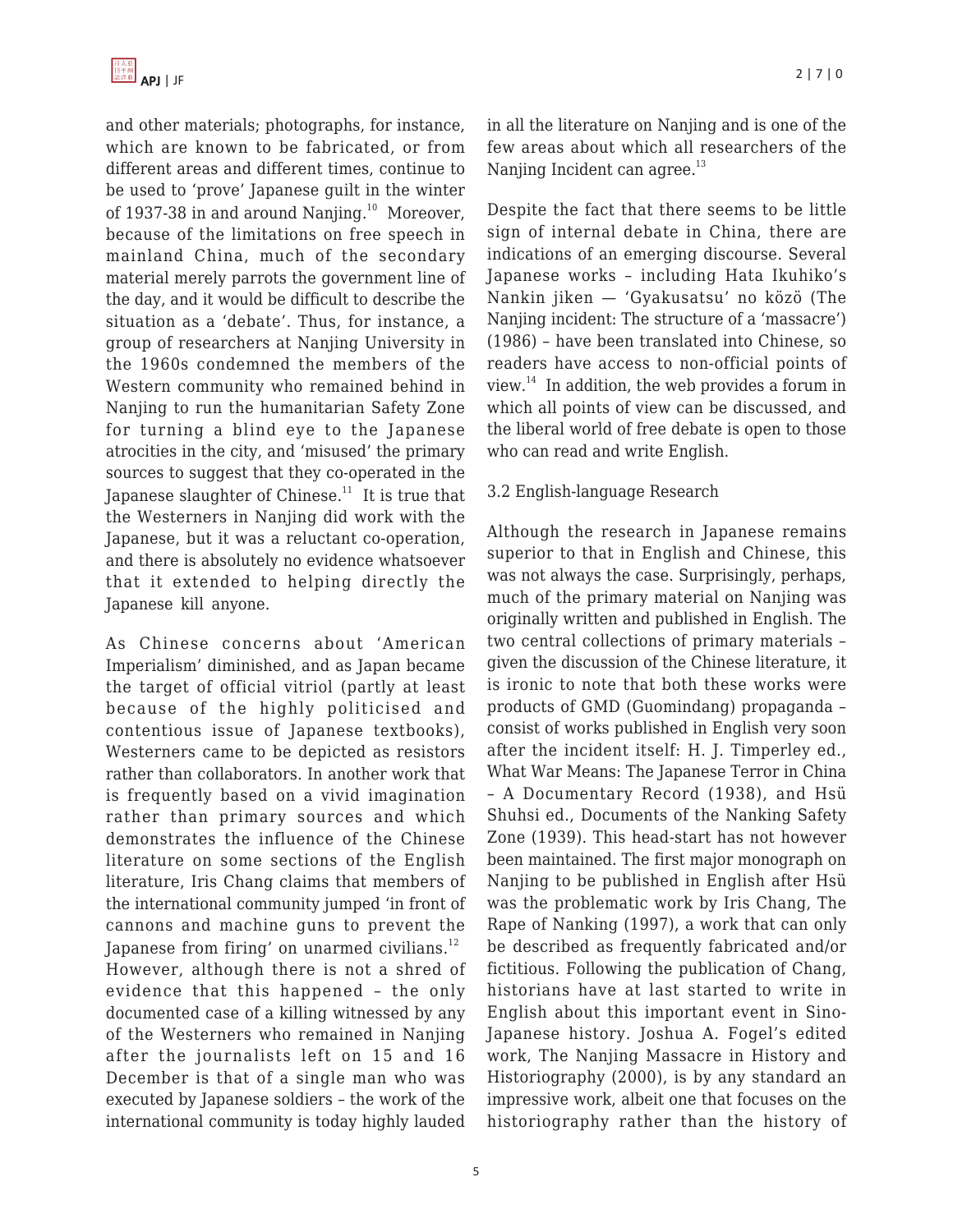and other materials; photographs, for instance, which are known to be fabricated, or from different areas and different times, continue to be used to 'prove' Japanese guilt in the winter of 1937-38 in and around Nanjing.[10] Moreover, because of the limitations on free speech in mainland China, much of the secondary material merely parrots the government line of the day, and it would be difficult to describe the situation as a 'debate'. Thus, for instance, a group of researchers at Nanjing University in the 1960s condemned the members of the Western community who remained behind in Nanjing to run the humanitarian Safety Zone for turning a blind eye to the Japanese atrocities in the city, and 'misused' the primary sources to suggest that they co-operated in the Japanese slaughter of Chinese.[11] It is true that the Westerners in Nanjing did work with the Japanese, but it was a reluctant co-operation, and there is absolutely no evidence whatsoever that it extended to helping directly the Japanese kill anyone.

As Chinese concerns about 'American Imperialism' diminished, and as Japan became the target of official vitriol (partly at least because of the highly politicised and contentious issue of Japanese textbooks), Westerners came to be depicted as resistors rather than collaborators. In another work that is frequently based on a vivid imagination rather than primary sources and which demonstrates the influence of the Chinese literature on some sections of the English literature, Iris Chang claims that members of the international community jumped 'in front of cannons and machine guns to prevent the Japanese from firing' on unarmed civilians.[12] However, although there is not a shred of evidence that this happened – the only documented case of a killing witnessed by any of the Westerners who remained in Nanjing after the journalists left on 15 and 16 December is that of a single man who was executed by Japanese soldiers – the work of the international community is today highly lauded in all the literature on Nanjing and is one of the few areas about which all researchers of the Nanjing Incident can agree.[13]

Despite the fact that there seems to be little sign of internal debate in China, there are indications of an emerging discourse. Several Japanese works – including Hata Ikuhiko's Nankin jiken — 'Gyakusatsu' no kōzō (The Nanjing incident: The structure of a 'massacre') (1986) – have been translated into Chinese, so readers have access to non-official points of view.[14] In addition, the web provides a forum in which all points of view can be discussed, and the liberal world of free debate is open to those who can read and write English.

3.2 English-language Research

Although the research in Japanese remains superior to that in English and Chinese, this was not always the case. Surprisingly, perhaps, much of the primary material on Nanjing was originally written and published in English. The two central collections of primary materials – given the discussion of the Chinese literature, it is ironic to note that both these works were products of GMD (Guomindang) propaganda – consist of works published in English very soon after the incident itself: H. J. Timperley ed., What War Means: The Japanese Terror in China – A Documentary Record (1938), and Hsü Shuhsi ed., Documents of the Nanking Safety Zone (1939). This head-start has not however been maintained. The first major monograph on Nanjing to be published in English after Hsü was the problematic work by Iris Chang, The Rape of Nanking (1997), a work that can only be described as frequently fabricated and/or fictitious. Following the publication of Chang, historians have at last started to write in English about this important event in Sino-Japanese history. Joshua A. Fogel's edited work, The Nanjing Massacre in History and Historiography (2000), is by any standard an impressive work, albeit one that focuses on the historiography rather than the history of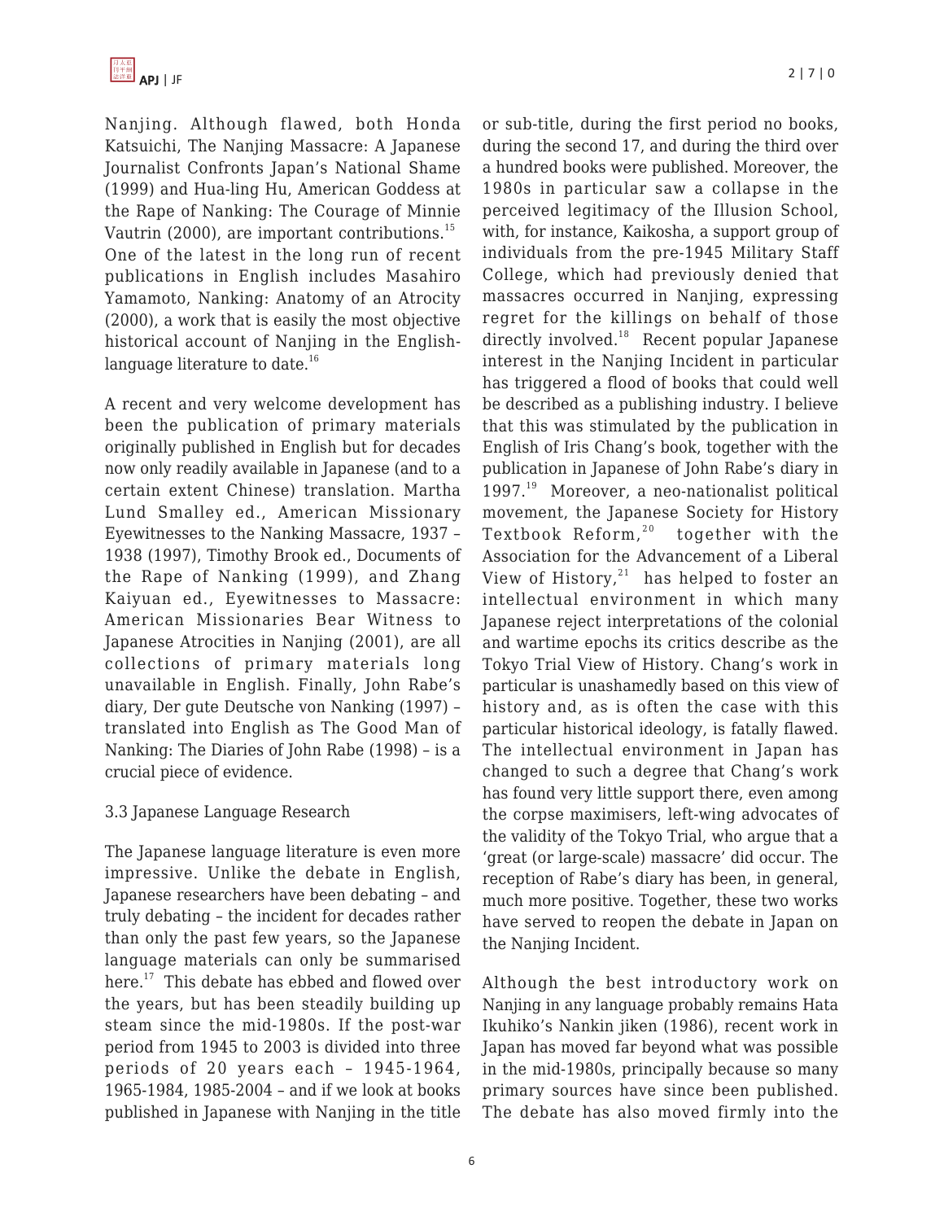Nanjing. Although flawed, both Honda Katsuichi, The Nanjing Massacre: A Japanese Journalist Confronts Japan's National Shame (1999) and Hua-ling Hu, American Goddess at the Rape of Nanking: The Courage of Minnie Vautrin (2000), are important contributions.[15] One of the latest in the long run of recent publications in English includes Masahiro Yamamoto, Nanking: Anatomy of an Atrocity (2000), a work that is easily the most objective historical account of Nanjing in the English-language literature to date.[16]

A recent and very welcome development has been the publication of primary materials originally published in English but for decades now only readily available in Japanese (and to a certain extent Chinese) translation. Martha Lund Smalley ed., American Missionary Eyewitnesses to the Nanking Massacre, 1937 – 1938 (1997), Timothy Brook ed., Documents of the Rape of Nanking (1999), and Zhang Kaiyuan ed., Eyewitnesses to Massacre: American Missionaries Bear Witness to Japanese Atrocities in Nanjing (2001), are all collections of primary materials long unavailable in English. Finally, John Rabe's diary, Der gute Deutsche von Nanking (1997) – translated into English as The Good Man of Nanking: The Diaries of John Rabe (1998) – is a crucial piece of evidence.

### 3.3 Japanese Language Research

The Japanese language literature is even more impressive. Unlike the debate in English, Japanese researchers have been debating – and truly debating – the incident for decades rather than only the past few years, so the Japanese language materials can only be summarised here.[17] This debate has ebbed and flowed over the years, but has been steadily building up steam since the mid-1980s. If the post-war period from 1945 to 2003 is divided into three periods of 20 years each – 1945-1964, 1965-1984, 1985-2004 – and if we look at books published in Japanese with Nanjing in the title or sub-title, during the first period no books, during the second 17, and during the third over a hundred books were published. Moreover, the 1980s in particular saw a collapse in the perceived legitimacy of the Illusion School, with, for instance, Kaikosha, a support group of individuals from the pre-1945 Military Staff College, which had previously denied that massacres occurred in Nanjing, expressing regret for the killings on behalf of those directly involved.[18] Recent popular Japanese interest in the Nanjing Incident in particular has triggered a flood of books that could well be described as a publishing industry. I believe that this was stimulated by the publication in English of Iris Chang's book, together with the publication in Japanese of John Rabe's diary in 1997.[19] Moreover, a neo-nationalist political movement, the Japanese Society for History Textbook Reform,[20] together with the Association for the Advancement of a Liberal View of History,[21] has helped to foster an intellectual environment in which many Japanese reject interpretations of the colonial and wartime epochs its critics describe as the Tokyo Trial View of History. Chang's work in particular is unashamedly based on this view of history and, as is often the case with this particular historical ideology, is fatally flawed. The intellectual environment in Japan has changed to such a degree that Chang's work has found very little support there, even among the corpse maximisers, left-wing advocates of the validity of the Tokyo Trial, who argue that a 'great (or large-scale) massacre' did occur. The reception of Rabe's diary has been, in general, much more positive. Together, these two works have served to reopen the debate in Japan on the Nanjing Incident.

Although the best introductory work on Nanjing in any language probably remains Hata Ikuhiko's Nankin jiken (1986), recent work in Japan has moved far beyond what was possible in the mid-1980s, principally because so many primary sources have since been published. The debate has also moved firmly into the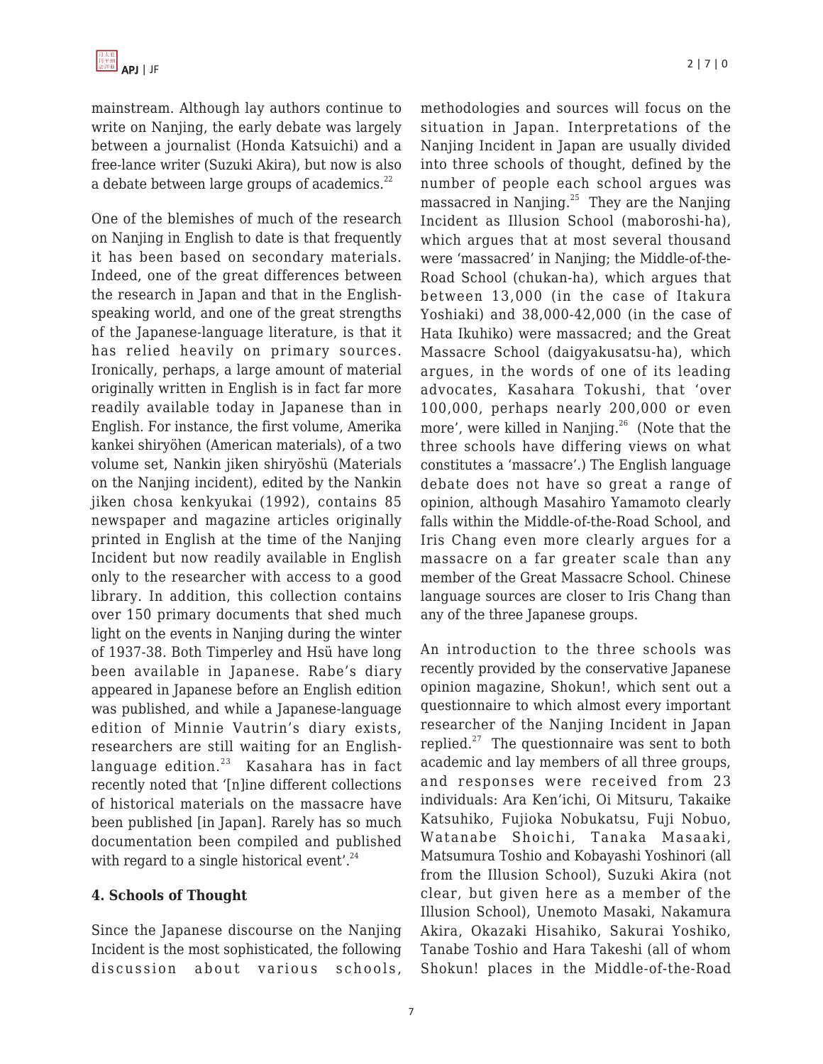mainstream. Although lay authors continue to write on Nanjing, the early debate was largely between a journalist (Honda Katsuichi) and a free-lance writer (Suzuki Akira), but now is also a debate between large groups of academics.[22]

One of the blemishes of much of the research on Nanjing in English to date is that frequently it has been based on secondary materials. Indeed, one of the great differences between the research in Japan and that in the English-speaking world, and one of the great strengths of the Japanese-language literature, is that it has relied heavily on primary sources. Ironically, perhaps, a large amount of material originally written in English is in fact far more readily available today in Japanese than in English. For instance, the first volume, Amerika kankei shiryōhen (American materials), of a two volume set, Nankin jiken shiryōshū (Materials on the Nanjing incident), edited by the Nankin jiken chosa kenkyukai (1992), contains 85 newspaper and magazine articles originally printed in English at the time of the Nanjing Incident but now readily available in English only to the researcher with access to a good library. In addition, this collection contains over 150 primary documents that shed much light on the events in Nanjing during the winter of 1937-38. Both Timperley and Hsü have long been available in Japanese. Rabe's diary appeared in Japanese before an English edition was published, and while a Japanese-language edition of Minnie Vautrin's diary exists, researchers are still waiting for an English-language edition.[23] Kasahara has in fact recently noted that '[n]ine different collections of historical materials on the massacre have been published [in Japan]. Rarely has so much documentation been compiled and published with regard to a single historical event'.[24]

### 4. Schools of Thought

Since the Japanese discourse on the Nanjing Incident is the most sophisticated, the following discussion about various schools, methodologies and sources will focus on the situation in Japan. Interpretations of the Nanjing Incident in Japan are usually divided into three schools of thought, defined by the number of people each school argues was massacred in Nanjing.[25] They are the Nanjing Incident as Illusion School (maboroshi-ha), which argues that at most several thousand were 'massacred' in Nanjing; the Middle-of-the-Road School (chukan-ha), which argues that between 13,000 (in the case of Itakura Yoshiaki) and 38,000-42,000 (in the case of Hata Ikuhiko) were massacred; and the Great Massacre School (daigyakusatsu-ha), which argues, in the words of one of its leading advocates, Kasahara Tokushi, that 'over 100,000, perhaps nearly 200,000 or even more', were killed in Nanjing.[26] (Note that the three schools have differing views on what constitutes a 'massacre'.) The English language debate does not have so great a range of opinion, although Masahiro Yamamoto clearly falls within the Middle-of-the-Road School, and Iris Chang even more clearly argues for a massacre on a far greater scale than any member of the Great Massacre School. Chinese language sources are closer to Iris Chang than any of the three Japanese groups.

An introduction to the three schools was recently provided by the conservative Japanese opinion magazine, Shokun!, which sent out a questionnaire to which almost every important researcher of the Nanjing Incident in Japan replied.[27] The questionnaire was sent to both academic and lay members of all three groups, and responses were received from 23 individuals: Ara Ken'ichi, Oi Mitsuru, Takaike Katsuhiko, Fujioka Nobukatsu, Fuji Nobuo, Watanabe Shoichi, Tanaka Masaaki, Matsumura Toshio and Kobayashi Yoshinori (all from the Illusion School), Suzuki Akira (not clear, but given here as a member of the Illusion School), Unemoto Masaki, Nakamura Akira, Okazaki Hisahiko, Sakurai Yoshiko, Tanabe Toshio and Hara Takeshi (all of whom Shokun! places in the Middle-of-the-Road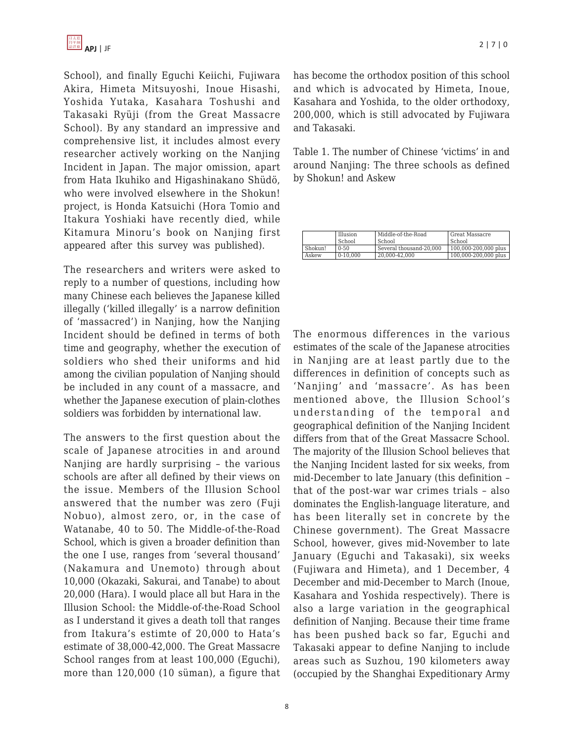School), and finally Eguchi Keiichi, Fujiwara Akira, Himeta Mitsuyoshi, Inoue Hisashi, Yoshida Yutaka, Kasahara Toshushi and Takasaki Ryüji (from the Great Massacre School). By any standard an impressive and comprehensive list, it includes almost every researcher actively working on the Nanjing Incident in Japan. The major omission, apart from Hata Ikuhiko and Higashinakano Shüdö, who were involved elsewhere in the Shokun! project, is Honda Katsuichi (Hora Tomio and Itakura Yoshiaki have recently died, while Kitamura Minoru's book on Nanjing first appeared after this survey was published).

The researchers and writers were asked to reply to a number of questions, including how many Chinese each believes the Japanese killed illegally ('killed illegally' is a narrow definition of 'massacred') in Nanjing, how the Nanjing Incident should be defined in terms of both time and geography, whether the execution of soldiers who shed their uniforms and hid among the civilian population of Nanjing should be included in any count of a massacre, and whether the Japanese execution of plain-clothes soldiers was forbidden by international law.

The answers to the first question about the scale of Japanese atrocities in and around Nanjing are hardly surprising – the various schools are after all defined by their views on the issue. Members of the Illusion School answered that the number was zero (Fuji Nobuo), almost zero, or, in the case of Watanabe, 40 to 50. The Middle-of-the-Road School, which is given a broader definition than the one I use, ranges from 'several thousand' (Nakamura and Unemoto) through about 10,000 (Okazaki, Sakurai, and Tanabe) to about 20,000 (Hara). I would place all but Hara in the Illusion School: the Middle-of-the-Road School as I understand it gives a death toll that ranges from Itakura's estimte of 20,000 to Hata's estimate of 38,000-42,000. The Great Massacre School ranges from at least 100,000 (Eguchi), more than 120,000 (10 süman), a figure that has become the orthodox position of this school and which is advocated by Himeta, Inoue, Kasahara and Yoshida, to the older orthodoxy, 200,000, which is still advocated by Fujiwara and Takasaki.

Table 1. The number of Chinese 'victims' in and around Nanjing: The three schools as defined by Shokun! and Askew

| | Illusion School | Middle-of-the-Road School | Great Massacre School |
|---|---|---|---|
| Shokun! | 0-50 | Several thousand-20,000 | 100,000-200,000 plus |
| Askew | 0-10,000 | 20,000-42,000 | 100,000-200,000 plus |

The enormous differences in the various estimates of the scale of the Japanese atrocities in Nanjing are at least partly due to the differences in definition of concepts such as 'Nanjing' and 'massacre'. As has been mentioned above, the Illusion School's understanding of the temporal and geographical definition of the Nanjing Incident differs from that of the Great Massacre School. The majority of the Illusion School believes that the Nanjing Incident lasted for six weeks, from mid-December to late January (this definition – that of the post-war war crimes trials – also dominates the English-language literature, and has been literally set in concrete by the Chinese government). The Great Massacre School, however, gives mid-November to late January (Eguchi and Takasaki), six weeks (Fujiwara and Himeta), and 1 December, 4 December and mid-December to March (Inoue, Kasahara and Yoshida respectively). There is also a large variation in the geographical definition of Nanjing. Because their time frame has been pushed back so far, Eguchi and Takasaki appear to define Nanjing to include areas such as Suzhou, 190 kilometers away (occupied by the Shanghai Expeditionary Army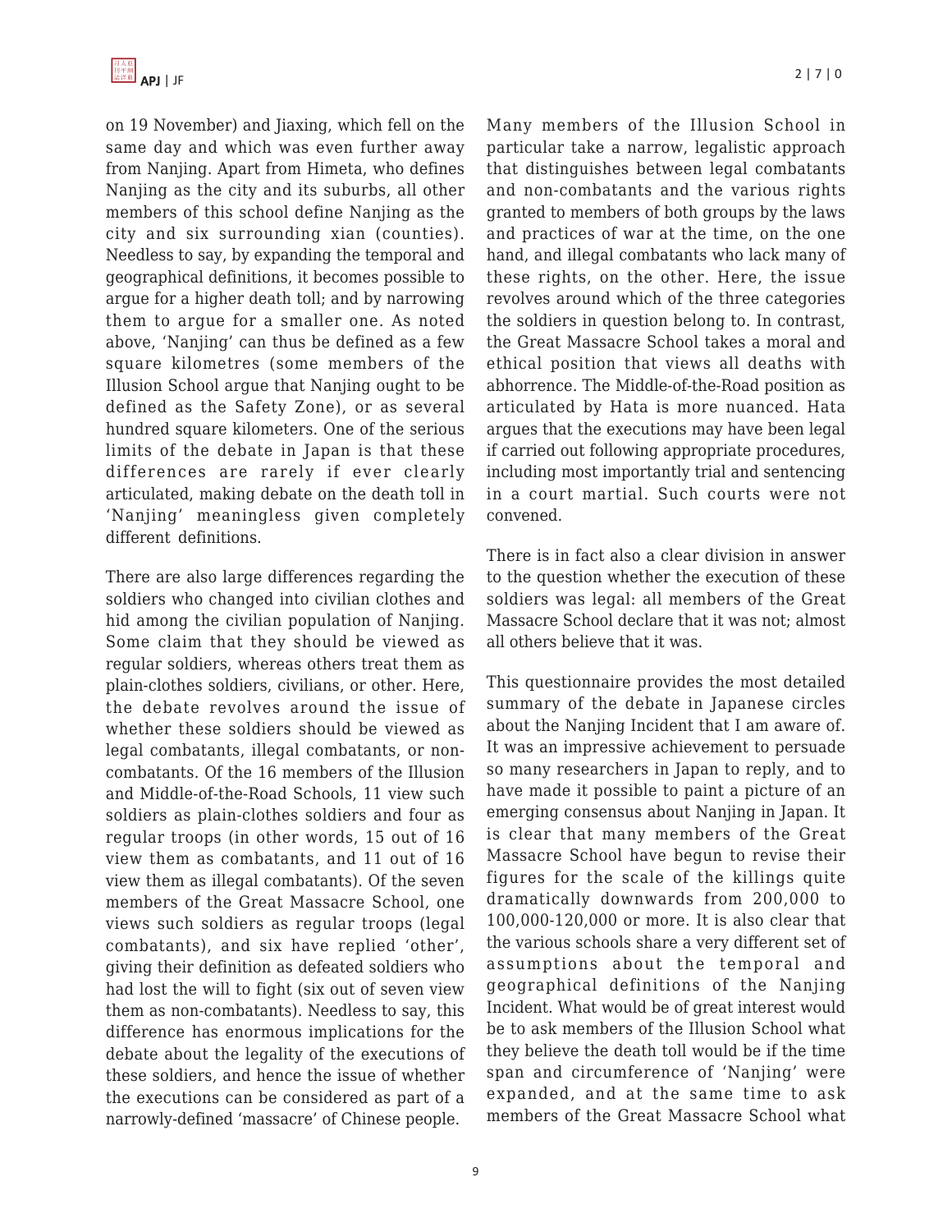on 19 November) and Jiaxing, which fell on the same day and which was even further away from Nanjing. Apart from Himeta, who defines Nanjing as the city and its suburbs, all other members of this school define Nanjing as the city and six surrounding xian (counties). Needless to say, by expanding the temporal and geographical definitions, it becomes possible to argue for a higher death toll; and by narrowing them to argue for a smaller one. As noted above, 'Nanjing' can thus be defined as a few square kilometres (some members of the Illusion School argue that Nanjing ought to be defined as the Safety Zone), or as several hundred square kilometers. One of the serious limits of the debate in Japan is that these differences are rarely if ever clearly articulated, making debate on the death toll in 'Nanjing' meaningless given completely different definitions.

There are also large differences regarding the soldiers who changed into civilian clothes and hid among the civilian population of Nanjing. Some claim that they should be viewed as regular soldiers, whereas others treat them as plain-clothes soldiers, civilians, or other. Here, the debate revolves around the issue of whether these soldiers should be viewed as legal combatants, illegal combatants, or non-combatants. Of the 16 members of the Illusion and Middle-of-the-Road Schools, 11 view such soldiers as plain-clothes soldiers and four as regular troops (in other words, 15 out of 16 view them as combatants, and 11 out of 16 view them as illegal combatants). Of the seven members of the Great Massacre School, one views such soldiers as regular troops (legal combatants), and six have replied 'other', giving their definition as defeated soldiers who had lost the will to fight (six out of seven view them as non-combatants). Needless to say, this difference has enormous implications for the debate about the legality of the executions of these soldiers, and hence the issue of whether the executions can be considered as part of a narrowly-defined 'massacre' of Chinese people.

Many members of the Illusion School in particular take a narrow, legalistic approach that distinguishes between legal combatants and non-combatants and the various rights granted to members of both groups by the laws and practices of war at the time, on the one hand, and illegal combatants who lack many of these rights, on the other. Here, the issue revolves around which of the three categories the soldiers in question belong to. In contrast, the Great Massacre School takes a moral and ethical position that views all deaths with abhorrence. The Middle-of-the-Road position as articulated by Hata is more nuanced. Hata argues that the executions may have been legal if carried out following appropriate procedures, including most importantly trial and sentencing in a court martial. Such courts were not convened.

There is in fact also a clear division in answer to the question whether the execution of these soldiers was legal: all members of the Great Massacre School declare that it was not; almost all others believe that it was.

This questionnaire provides the most detailed summary of the debate in Japanese circles about the Nanjing Incident that I am aware of. It was an impressive achievement to persuade so many researchers in Japan to reply, and to have made it possible to paint a picture of an emerging consensus about Nanjing in Japan. It is clear that many members of the Great Massacre School have begun to revise their figures for the scale of the killings quite dramatically downwards from 200,000 to 100,000-120,000 or more. It is also clear that the various schools share a very different set of assumptions about the temporal and geographical definitions of the Nanjing Incident. What would be of great interest would be to ask members of the Illusion School what they believe the death toll would be if the time span and circumference of 'Nanjing' were expanded, and at the same time to ask members of the Great Massacre School what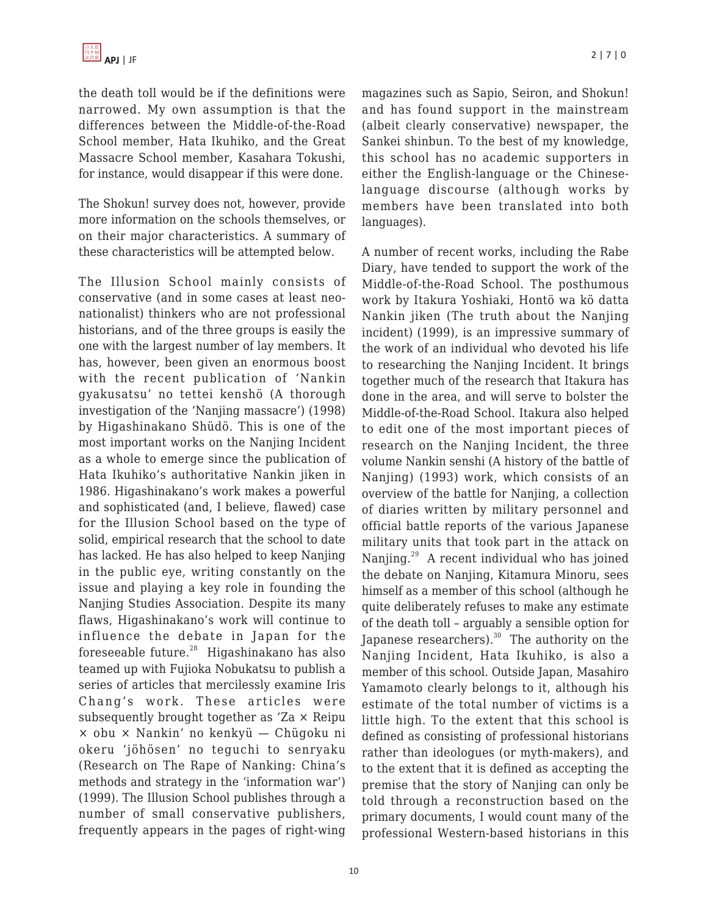the death toll would be if the definitions were narrowed. My own assumption is that the differences between the Middle-of-the-Road School member, Hata Ikuhiko, and the Great Massacre School member, Kasahara Tokushi, for instance, would disappear if this were done.

The Shokun! survey does not, however, provide more information on the schools themselves, or on their major characteristics. A summary of these characteristics will be attempted below.

The Illusion School mainly consists of conservative (and in some cases at least neo-nationalist) thinkers who are not professional historians, and of the three groups is easily the one with the largest number of lay members. It has, however, been given an enormous boost with the recent publication of 'Nankin gyakusatsu' no tettei kenshō (A thorough investigation of the 'Nanjing massacre') (1998) by Higashinakano Shūdō. This is one of the most important works on the Nanjing Incident as a whole to emerge since the publication of Hata Ikuhiko's authoritative Nankin jiken in 1986. Higashinakano's work makes a powerful and sophisticated (and, I believe, flawed) case for the Illusion School based on the type of solid, empirical research that the school to date has lacked. He has also helped to keep Nanjing in the public eye, writing constantly on the issue and playing a key role in founding the Nanjing Studies Association. Despite its many flaws, Higashinakano's work will continue to influence the debate in Japan for the foreseeable future.[28] Higashinakano has also teamed up with Fujioka Nobukatsu to publish a series of articles that mercilessly examine Iris Chang's work. These articles were subsequently brought together as 'Za × Reipu × obu × Nankin' no kenkyū — Chūgoku ni okeru 'jōhōsen' no teguchi to senryaku (Research on The Rape of Nanking: China's methods and strategy in the 'information war') (1999). The Illusion School publishes through a number of small conservative publishers, frequently appears in the pages of right-wing magazines such as Sapio, Seiron, and Shokun! and has found support in the mainstream (albeit clearly conservative) newspaper, the Sankei shinbun. To the best of my knowledge, this school has no academic supporters in either the English-language or the Chinese-language discourse (although works by members have been translated into both languages).

A number of recent works, including the Rabe Diary, have tended to support the work of the Middle-of-the-Road School. The posthumous work by Itakura Yoshiaki, Hontō wa kō datta Nankin jiken (The truth about the Nanjing incident) (1999), is an impressive summary of the work of an individual who devoted his life to researching the Nanjing Incident. It brings together much of the research that Itakura has done in the area, and will serve to bolster the Middle-of-the-Road School. Itakura also helped to edit one of the most important pieces of research on the Nanjing Incident, the three volume Nankin senshi (A history of the battle of Nanjing) (1993) work, which consists of an overview of the battle for Nanjing, a collection of diaries written by military personnel and official battle reports of the various Japanese military units that took part in the attack on Nanjing.[29] A recent individual who has joined the debate on Nanjing, Kitamura Minoru, sees himself as a member of this school (although he quite deliberately refuses to make any estimate of the death toll – arguably a sensible option for Japanese researchers).[30] The authority on the Nanjing Incident, Hata Ikuhiko, is also a member of this school. Outside Japan, Masahiro Yamamoto clearly belongs to it, although his estimate of the total number of victims is a little high. To the extent that this school is defined as consisting of professional historians rather than ideologues (or myth-makers), and to the extent that it is defined as accepting the premise that the story of Nanjing can only be told through a reconstruction based on the primary documents, I would count many of the professional Western-based historians in this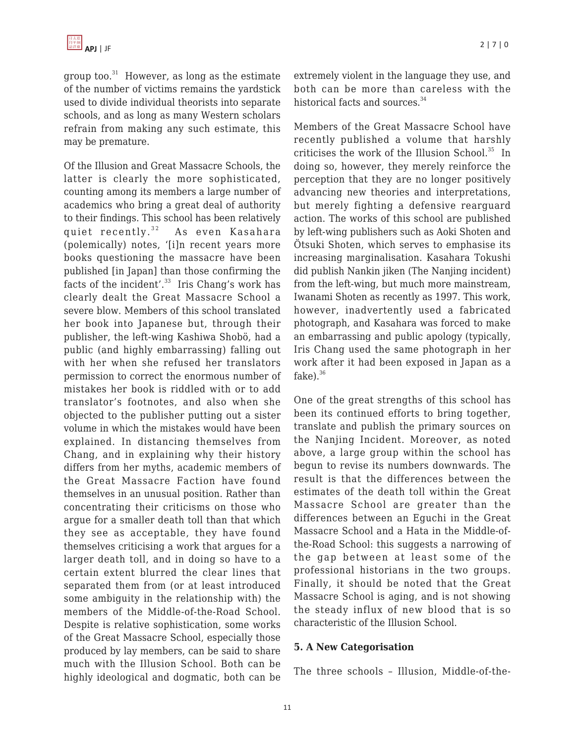group too.[31] However, as long as the estimate of the number of victims remains the yardstick used to divide individual theorists into separate schools, and as long as many Western scholars refrain from making any such estimate, this may be premature.

Of the Illusion and Great Massacre Schools, the latter is clearly the more sophisticated, counting among its members a large number of academics who bring a great deal of authority to their findings. This school has been relatively quiet recently.[32] As even Kasahara (polemically) notes, '[i]n recent years more books questioning the massacre have been published [in Japan] than those confirming the facts of the incident'.[33] Iris Chang's work has clearly dealt the Great Massacre School a severe blow. Members of this school translated her book into Japanese but, through their publisher, the left-wing Kashiwa Shobō, had a public (and highly embarrassing) falling out with her when she refused her translators permission to correct the enormous number of mistakes her book is riddled with or to add translator's footnotes, and also when she objected to the publisher putting out a sister volume in which the mistakes would have been explained. In distancing themselves from Chang, and in explaining why their history differs from her myths, academic members of the Great Massacre Faction have found themselves in an unusual position. Rather than concentrating their criticisms on those who argue for a smaller death toll than that which they see as acceptable, they have found themselves criticising a work that argues for a larger death toll, and in doing so have to a certain extent blurred the clear lines that separated them from (or at least introduced some ambiguity in the relationship with) the members of the Middle-of-the-Road School. Despite is relative sophistication, some works of the Great Massacre School, especially those produced by lay members, can be said to share much with the Illusion School. Both can be highly ideological and dogmatic, both can be extremely violent in the language they use, and both can be more than careless with the historical facts and sources.[34]

Members of the Great Massacre School have recently published a volume that harshly criticises the work of the Illusion School.[35] In doing so, however, they merely reinforce the perception that they are no longer positively advancing new theories and interpretations, but merely fighting a defensive rearguard action. The works of this school are published by left-wing publishers such as Aoki Shoten and Ōtsuki Shoten, which serves to emphasise its increasing marginalisation. Kasahara Tokushi did publish Nankin jiken (The Nanjing incident) from the left-wing, but much more mainstream, Iwanami Shoten as recently as 1997. This work, however, inadvertently used a fabricated photograph, and Kasahara was forced to make an embarrassing and public apology (typically, Iris Chang used the same photograph in her work after it had been exposed in Japan as a fake).[36]

One of the great strengths of this school has been its continued efforts to bring together, translate and publish the primary sources on the Nanjing Incident. Moreover, as noted above, a large group within the school has begun to revise its numbers downwards. The result is that the differences between the estimates of the death toll within the Great Massacre School are greater than the differences between an Eguchi in the Great Massacre School and a Hata in the Middle-of-the-Road School: this suggests a narrowing of the gap between at least some of the professional historians in the two groups. Finally, it should be noted that the Great Massacre School is aging, and is not showing the steady influx of new blood that is so characteristic of the Illusion School.

## 5. A New Categorisation

The three schools – Illusion, Middle-of-the-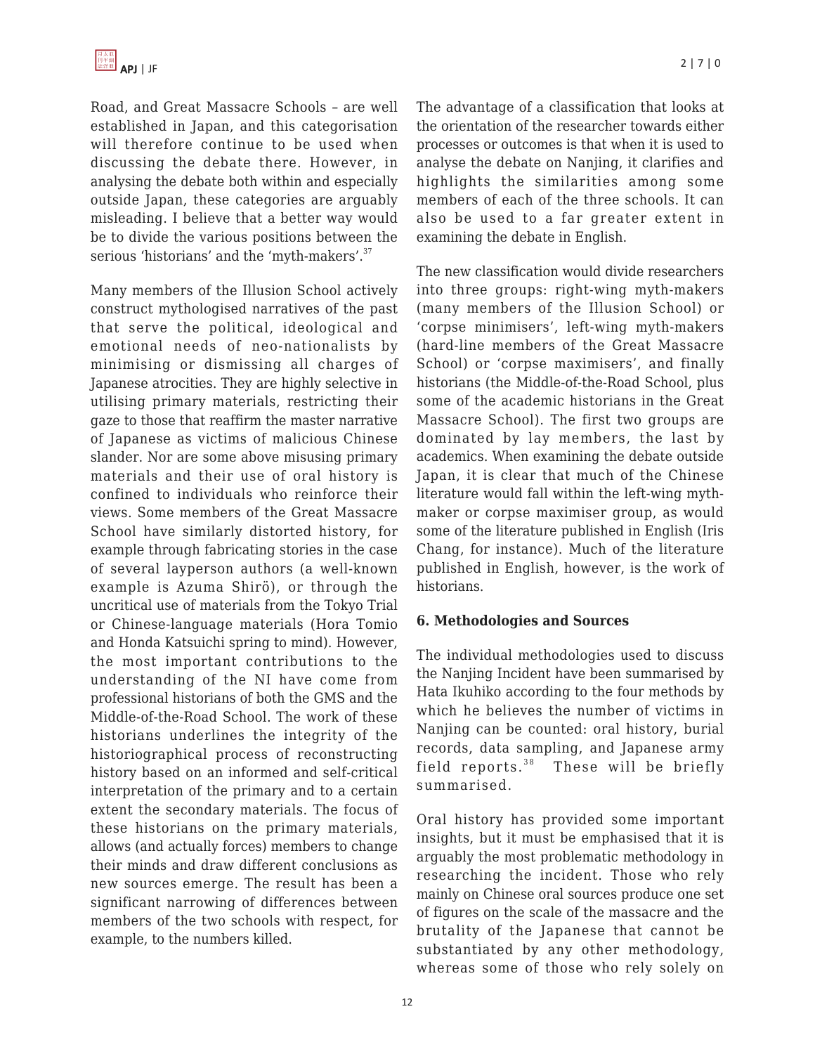Road, and Great Massacre Schools – are well established in Japan, and this categorisation will therefore continue to be used when discussing the debate there. However, in analysing the debate both within and especially outside Japan, these categories are arguably misleading. I believe that a better way would be to divide the various positions between the serious 'historians' and the 'myth-makers'.[37]

Many members of the Illusion School actively construct mythologised narratives of the past that serve the political, ideological and emotional needs of neo-nationalists by minimising or dismissing all charges of Japanese atrocities. They are highly selective in utilising primary materials, restricting their gaze to those that reaffirm the master narrative of Japanese as victims of malicious Chinese slander. Nor are some above misusing primary materials and their use of oral history is confined to individuals who reinforce their views. Some members of the Great Massacre School have similarly distorted history, for example through fabricating stories in the case of several layperson authors (a well-known example is Azuma Shirō), or through the uncritical use of materials from the Tokyo Trial or Chinese-language materials (Hora Tomio and Honda Katsuichi spring to mind). However, the most important contributions to the understanding of the NI have come from professional historians of both the GMS and the Middle-of-the-Road School. The work of these historians underlines the integrity of the historiographical process of reconstructing history based on an informed and self-critical interpretation of the primary and to a certain extent the secondary materials. The focus of these historians on the primary materials, allows (and actually forces) members to change their minds and draw different conclusions as new sources emerge. The result has been a significant narrowing of differences between members of the two schools with respect, for example, to the numbers killed.

The advantage of a classification that looks at the orientation of the researcher towards either processes or outcomes is that when it is used to analyse the debate on Nanjing, it clarifies and highlights the similarities among some members of each of the three schools. It can also be used to a far greater extent in examining the debate in English.

The new classification would divide researchers into three groups: right-wing myth-makers (many members of the Illusion School) or 'corpse minimisers', left-wing myth-makers (hard-line members of the Great Massacre School) or 'corpse maximisers', and finally historians (the Middle-of-the-Road School, plus some of the academic historians in the Great Massacre School). The first two groups are dominated by lay members, the last by academics. When examining the debate outside Japan, it is clear that much of the Chinese literature would fall within the left-wing myth-maker or corpse maximiser group, as would some of the literature published in English (Iris Chang, for instance). Much of the literature published in English, however, is the work of historians.

## 6. Methodologies and Sources

The individual methodologies used to discuss the Nanjing Incident have been summarised by Hata Ikuhiko according to the four methods by which he believes the number of victims in Nanjing can be counted: oral history, burial records, data sampling, and Japanese army field reports.[38] These will be briefly summarised.

Oral history has provided some important insights, but it must be emphasised that it is arguably the most problematic methodology in researching the incident. Those who rely mainly on Chinese oral sources produce one set of figures on the scale of the massacre and the brutality of the Japanese that cannot be substantiated by any other methodology, whereas some of those who rely solely on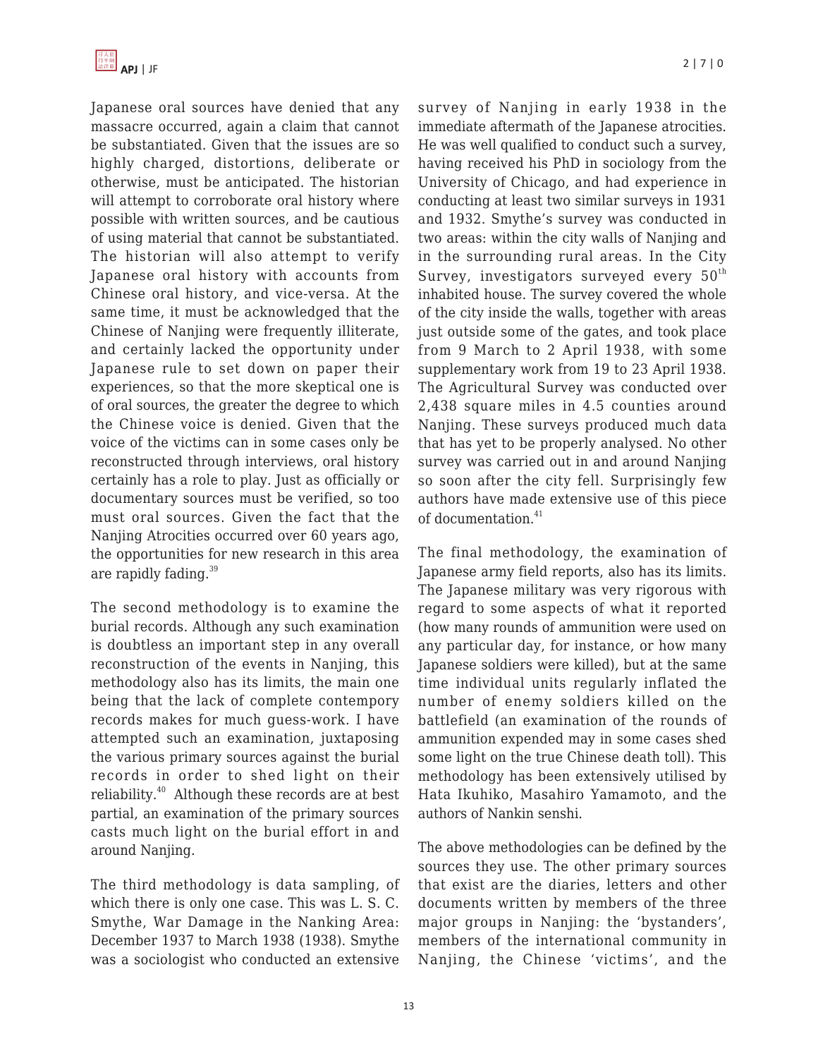Japanese oral sources have denied that any massacre occurred, again a claim that cannot be substantiated. Given that the issues are so highly charged, distortions, deliberate or otherwise, must be anticipated. The historian will attempt to corroborate oral history where possible with written sources, and be cautious of using material that cannot be substantiated. The historian will also attempt to verify Japanese oral history with accounts from Chinese oral history, and vice-versa. At the same time, it must be acknowledged that the Chinese of Nanjing were frequently illiterate, and certainly lacked the opportunity under Japanese rule to set down on paper their experiences, so that the more skeptical one is of oral sources, the greater the degree to which the Chinese voice is denied. Given that the voice of the victims can in some cases only be reconstructed through interviews, oral history certainly has a role to play. Just as officially or documentary sources must be verified, so too must oral sources. Given the fact that the Nanjing Atrocities occurred over 60 years ago, the opportunities for new research in this area are rapidly fading.[39]

The second methodology is to examine the burial records. Although any such examination is doubtless an important step in any overall reconstruction of the events in Nanjing, this methodology also has its limits, the main one being that the lack of complete contempory records makes for much guess-work. I have attempted such an examination, juxtaposing the various primary sources against the burial records in order to shed light on their reliability.[40] Although these records are at best partial, an examination of the primary sources casts much light on the burial effort in and around Nanjing.

The third methodology is data sampling, of which there is only one case. This was L. S. C. Smythe, War Damage in the Nanking Area: December 1937 to March 1938 (1938). Smythe was a sociologist who conducted an extensive survey of Nanjing in early 1938 in the immediate aftermath of the Japanese atrocities. He was well qualified to conduct such a survey, having received his PhD in sociology from the University of Chicago, and had experience in conducting at least two similar surveys in 1931 and 1932. Smythe's survey was conducted in two areas: within the city walls of Nanjing and in the surrounding rural areas. In the City Survey, investigators surveyed every 50th inhabited house. The survey covered the whole of the city inside the walls, together with areas just outside some of the gates, and took place from 9 March to 2 April 1938, with some supplementary work from 19 to 23 April 1938. The Agricultural Survey was conducted over 2,438 square miles in 4.5 counties around Nanjing. These surveys produced much data that has yet to be properly analysed. No other survey was carried out in and around Nanjing so soon after the city fell. Surprisingly few authors have made extensive use of this piece of documentation.[41]

The final methodology, the examination of Japanese army field reports, also has its limits. The Japanese military was very rigorous with regard to some aspects of what it reported (how many rounds of ammunition were used on any particular day, for instance, or how many Japanese soldiers were killed), but at the same time individual units regularly inflated the number of enemy soldiers killed on the battlefield (an examination of the rounds of ammunition expended may in some cases shed some light on the true Chinese death toll). This methodology has been extensively utilised by Hata Ikuhiko, Masahiro Yamamoto, and the authors of Nankin senshi.

The above methodologies can be defined by the sources they use. The other primary sources that exist are the diaries, letters and other documents written by members of the three major groups in Nanjing: the 'bystanders', members of the international community in Nanjing, the Chinese 'victims', and the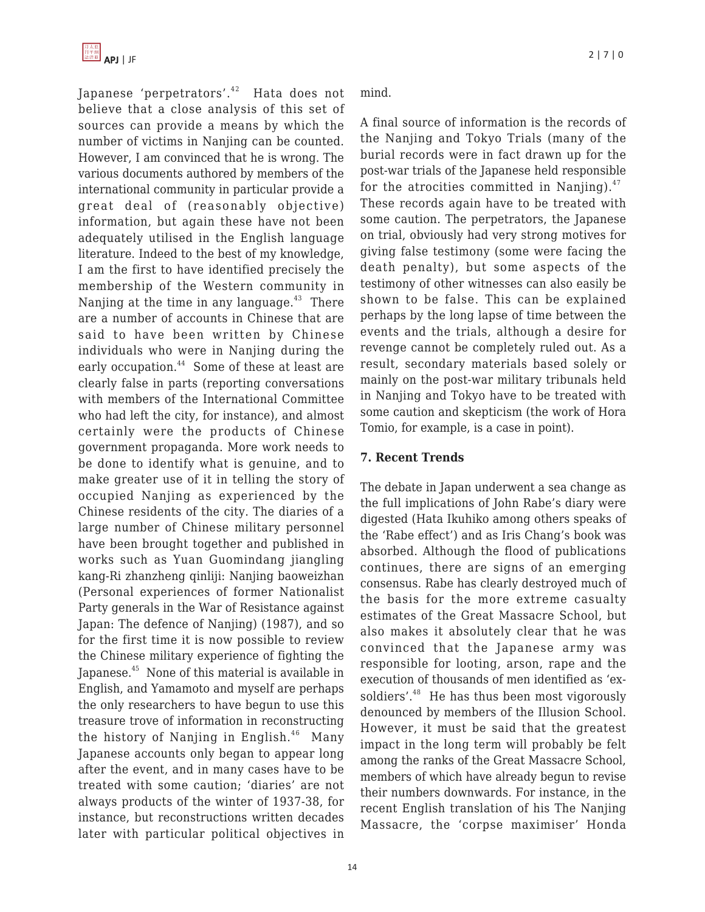Japanese 'perpetrators'.[42] Hata does not believe that a close analysis of this set of sources can provide a means by which the number of victims in Nanjing can be counted. However, I am convinced that he is wrong. The various documents authored by members of the international community in particular provide a great deal of (reasonably objective) information, but again these have not been adequately utilised in the English language literature. Indeed to the best of my knowledge, I am the first to have identified precisely the membership of the Western community in Nanjing at the time in any language.[43] There are a number of accounts in Chinese that are said to have been written by Chinese individuals who were in Nanjing during the early occupation.[44] Some of these at least are clearly false in parts (reporting conversations with members of the International Committee who had left the city, for instance), and almost certainly were the products of Chinese government propaganda. More work needs to be done to identify what is genuine, and to make greater use of it in telling the story of occupied Nanjing as experienced by the Chinese residents of the city. The diaries of a large number of Chinese military personnel have been brought together and published in works such as Yuan Guomindang jiangling kang-Ri zhanzheng qinliji: Nanjing baoweizhan (Personal experiences of former Nationalist Party generals in the War of Resistance against Japan: The defence of Nanjing) (1987), and so for the first time it is now possible to review the Chinese military experience of fighting the Japanese.[45] None of this material is available in English, and Yamamoto and myself are perhaps the only researchers to have begun to use this treasure trove of information in reconstructing the history of Nanjing in English.[46] Many Japanese accounts only began to appear long after the event, and in many cases have to be treated with some caution; 'diaries' are not always products of the winter of 1937-38, for instance, but reconstructions written decades later with particular political objectives in mind.

A final source of information is the records of the Nanjing and Tokyo Trials (many of the burial records were in fact drawn up for the post-war trials of the Japanese held responsible for the atrocities committed in Nanjing).[47] These records again have to be treated with some caution. The perpetrators, the Japanese on trial, obviously had very strong motives for giving false testimony (some were facing the death penalty), but some aspects of the testimony of other witnesses can also easily be shown to be false. This can be explained perhaps by the long lapse of time between the events and the trials, although a desire for revenge cannot be completely ruled out. As a result, secondary materials based solely or mainly on the post-war military tribunals held in Nanjing and Tokyo have to be treated with some caution and skepticism (the work of Hora Tomio, for example, is a case in point).

**7. Recent Trends**

The debate in Japan underwent a sea change as the full implications of John Rabe's diary were digested (Hata Ikuhiko among others speaks of the 'Rabe effect') and as Iris Chang's book was absorbed. Although the flood of publications continues, there are signs of an emerging consensus. Rabe has clearly destroyed much of the basis for the more extreme casualty estimates of the Great Massacre School, but also makes it absolutely clear that he was convinced that the Japanese army was responsible for looting, arson, rape and the execution of thousands of men identified as 'ex-soldiers'.[48] He has thus been most vigorously denounced by members of the Illusion School. However, it must be said that the greatest impact in the long term will probably be felt among the ranks of the Great Massacre School, members of which have already begun to revise their numbers downwards. For instance, in the recent English translation of his The Nanjing Massacre, the 'corpse maximiser' Honda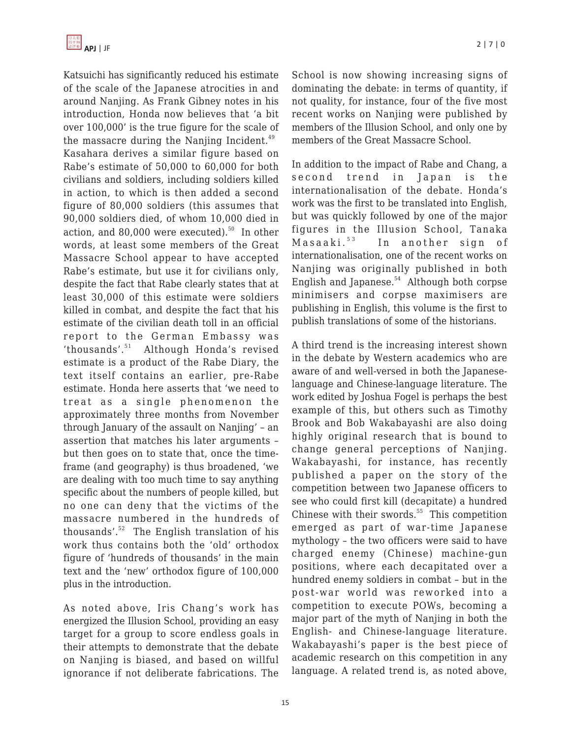Katsuichi has significantly reduced his estimate of the scale of the Japanese atrocities in and around Nanjing. As Frank Gibney notes in his introduction, Honda now believes that 'a bit over 100,000' is the true figure for the scale of the massacre during the Nanjing Incident.[49] Kasahara derives a similar figure based on Rabe's estimate of 50,000 to 60,000 for both civilians and soldiers, including soldiers killed in action, to which is then added a second figure of 80,000 soldiers (this assumes that 90,000 soldiers died, of whom 10,000 died in action, and 80,000 were executed).[50] In other words, at least some members of the Great Massacre School appear to have accepted Rabe's estimate, but use it for civilians only, despite the fact that Rabe clearly states that at least 30,000 of this estimate were soldiers killed in combat, and despite the fact that his estimate of the civilian death toll in an official report to the German Embassy was 'thousands'.[51] Although Honda's revised estimate is a product of the Rabe Diary, the text itself contains an earlier, pre-Rabe estimate. Honda here asserts that 'we need to treat as a single phenomenon the approximately three months from November through January of the assault on Nanjing' – an assertion that matches his later arguments – but then goes on to state that, once the time-frame (and geography) is thus broadened, 'we are dealing with too much time to say anything specific about the numbers of people killed, but no one can deny that the victims of the massacre numbered in the hundreds of thousands'.[52] The English translation of his work thus contains both the 'old' orthodox figure of 'hundreds of thousands' in the main text and the 'new' orthodox figure of 100,000 plus in the introduction.

As noted above, Iris Chang's work has energized the Illusion School, providing an easy target for a group to score endless goals in their attempts to demonstrate that the debate on Nanjing is biased, and based on willful ignorance if not deliberate fabrications. The School is now showing increasing signs of dominating the debate: in terms of quantity, if not quality, for instance, four of the five most recent works on Nanjing were published by members of the Illusion School, and only one by members of the Great Massacre School.

In addition to the impact of Rabe and Chang, a second trend in Japan is the internationalisation of the debate. Honda's work was the first to be translated into English, but was quickly followed by one of the major figures in the Illusion School, Tanaka Masaaki.[53] In another sign of internationalisation, one of the recent works on Nanjing was originally published in both English and Japanese.[54] Although both corpse minimisers and corpse maximisers are publishing in English, this volume is the first to publish translations of some of the historians.

A third trend is the increasing interest shown in the debate by Western academics who are aware of and well-versed in both the Japanese-language and Chinese-language literature. The work edited by Joshua Fogel is perhaps the best example of this, but others such as Timothy Brook and Bob Wakabayashi are also doing highly original research that is bound to change general perceptions of Nanjing. Wakabayashi, for instance, has recently published a paper on the story of the competition between two Japanese officers to see who could first kill (decapitate) a hundred Chinese with their swords.[55] This competition emerged as part of war-time Japanese mythology – the two officers were said to have charged enemy (Chinese) machine-gun positions, where each decapitated over a hundred enemy soldiers in combat – but in the post-war world was reworked into a competition to execute POWs, becoming a major part of the myth of Nanjing in both the English- and Chinese-language literature. Wakabayashi's paper is the best piece of academic research on this competition in any language. A related trend is, as noted above,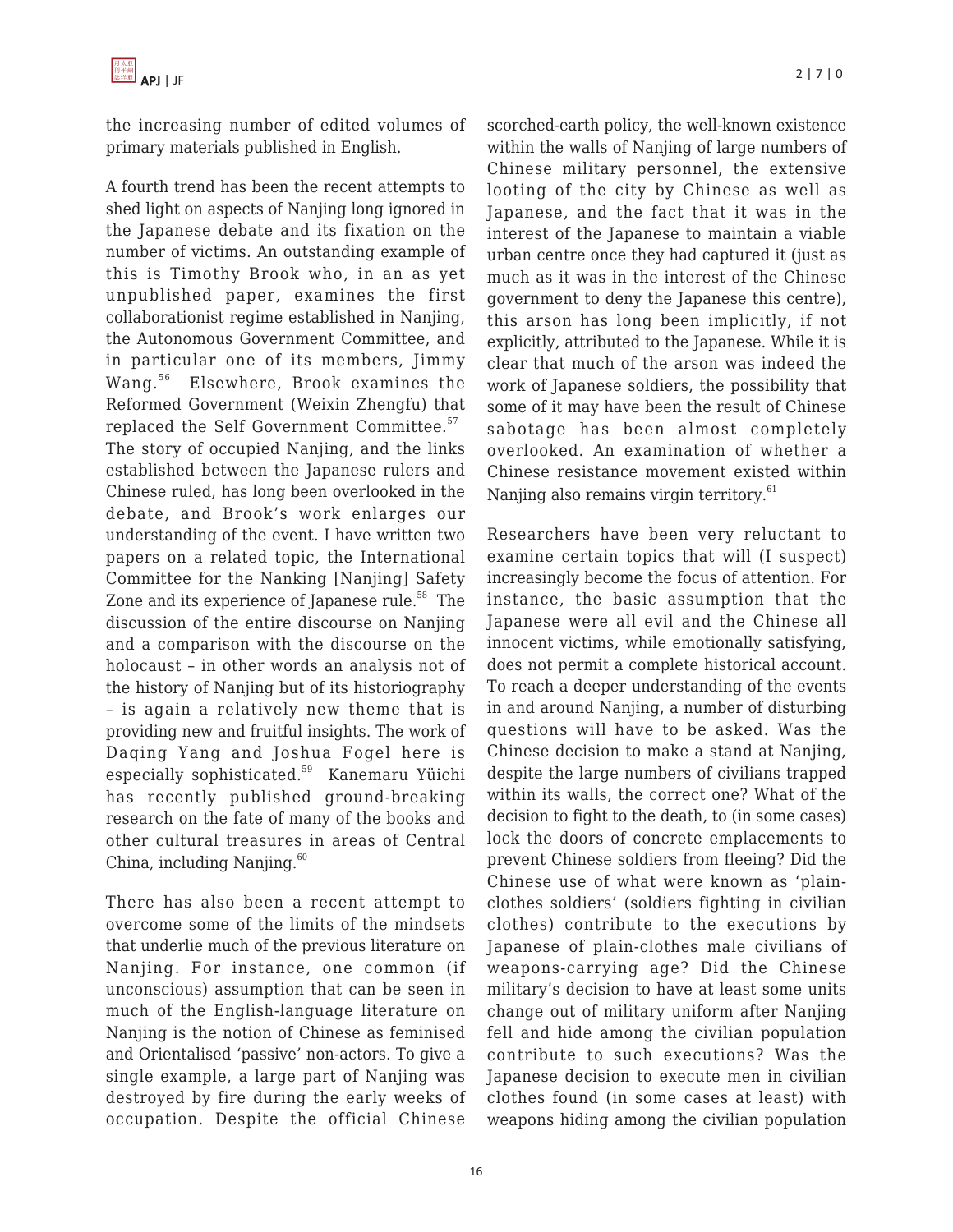the increasing number of edited volumes of primary materials published in English.

A fourth trend has been the recent attempts to shed light on aspects of Nanjing long ignored in the Japanese debate and its fixation on the number of victims. An outstanding example of this is Timothy Brook who, in an as yet unpublished paper, examines the first collaborationist regime established in Nanjing, the Autonomous Government Committee, and in particular one of its members, Jimmy Wang.[56] Elsewhere, Brook examines the Reformed Government (Weixin Zhengfu) that replaced the Self Government Committee.[57] The story of occupied Nanjing, and the links established between the Japanese rulers and Chinese ruled, has long been overlooked in the debate, and Brook's work enlarges our understanding of the event. I have written two papers on a related topic, the International Committee for the Nanking [Nanjing] Safety Zone and its experience of Japanese rule.[58] The discussion of the entire discourse on Nanjing and a comparison with the discourse on the holocaust – in other words an analysis not of the history of Nanjing but of its historiography – is again a relatively new theme that is providing new and fruitful insights. The work of Daqing Yang and Joshua Fogel here is especially sophisticated.[59] Kanemaru Yūichi has recently published ground-breaking research on the fate of many of the books and other cultural treasures in areas of Central China, including Nanjing.[60]

There has also been a recent attempt to overcome some of the limits of the mindsets that underlie much of the previous literature on Nanjing. For instance, one common (if unconscious) assumption that can be seen in much of the English-language literature on Nanjing is the notion of Chinese as feminised and Orientalised 'passive' non-actors. To give a single example, a large part of Nanjing was destroyed by fire during the early weeks of occupation. Despite the official Chinese scorched-earth policy, the well-known existence within the walls of Nanjing of large numbers of Chinese military personnel, the extensive looting of the city by Chinese as well as Japanese, and the fact that it was in the interest of the Japanese to maintain a viable urban centre once they had captured it (just as much as it was in the interest of the Chinese government to deny the Japanese this centre), this arson has long been implicitly, if not explicitly, attributed to the Japanese. While it is clear that much of the arson was indeed the work of Japanese soldiers, the possibility that some of it may have been the result of Chinese sabotage has been almost completely overlooked. An examination of whether a Chinese resistance movement existed within Nanjing also remains virgin territory.[61]

Researchers have been very reluctant to examine certain topics that will (I suspect) increasingly become the focus of attention. For instance, the basic assumption that the Japanese were all evil and the Chinese all innocent victims, while emotionally satisfying, does not permit a complete historical account. To reach a deeper understanding of the events in and around Nanjing, a number of disturbing questions will have to be asked. Was the Chinese decision to make a stand at Nanjing, despite the large numbers of civilians trapped within its walls, the correct one? What of the decision to fight to the death, to (in some cases) lock the doors of concrete emplacements to prevent Chinese soldiers from fleeing? Did the Chinese use of what were known as 'plain-clothes soldiers' (soldiers fighting in civilian clothes) contribute to the executions by Japanese of plain-clothes male civilians of weapons-carrying age? Did the Chinese military's decision to have at least some units change out of military uniform after Nanjing fell and hide among the civilian population contribute to such executions? Was the Japanese decision to execute men in civilian clothes found (in some cases at least) with weapons hiding among the civilian population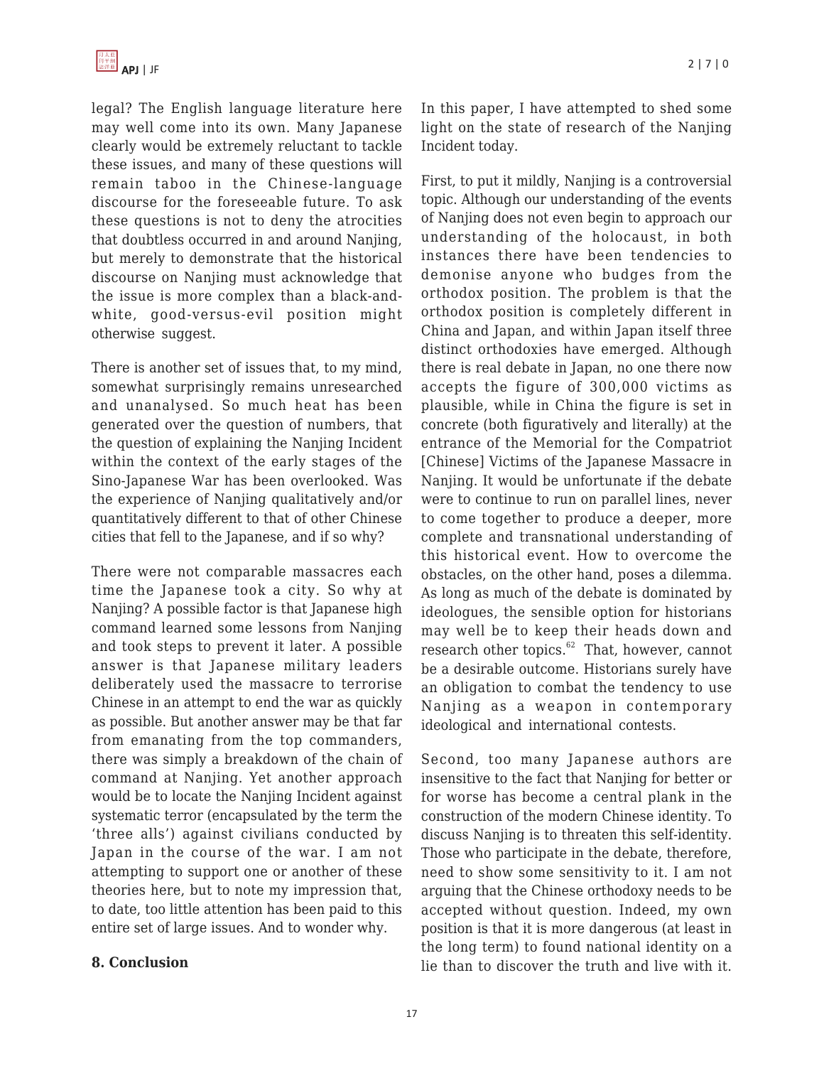legal? The English language literature here may well come into its own. Many Japanese clearly would be extremely reluctant to tackle these issues, and many of these questions will remain taboo in the Chinese-language discourse for the foreseeable future. To ask these questions is not to deny the atrocities that doubtless occurred in and around Nanjing, but merely to demonstrate that the historical discourse on Nanjing must acknowledge that the issue is more complex than a black-and-white, good-versus-evil position might otherwise suggest.

There is another set of issues that, to my mind, somewhat surprisingly remains unresearched and unanalysed. So much heat has been generated over the question of numbers, that the question of explaining the Nanjing Incident within the context of the early stages of the Sino-Japanese War has been overlooked. Was the experience of Nanjing qualitatively and/or quantitatively different to that of other Chinese cities that fell to the Japanese, and if so why?

There were not comparable massacres each time the Japanese took a city. So why at Nanjing? A possible factor is that Japanese high command learned some lessons from Nanjing and took steps to prevent it later. A possible answer is that Japanese military leaders deliberately used the massacre to terrorise Chinese in an attempt to end the war as quickly as possible. But another answer may be that far from emanating from the top commanders, there was simply a breakdown of the chain of command at Nanjing. Yet another approach would be to locate the Nanjing Incident against systematic terror (encapsulated by the term the 'three alls') against civilians conducted by Japan in the course of the war. I am not attempting to support one or another of these theories here, but to note my impression that, to date, too little attention has been paid to this entire set of large issues. And to wonder why.

## 8. Conclusion

In this paper, I have attempted to shed some light on the state of research of the Nanjing Incident today.

First, to put it mildly, Nanjing is a controversial topic. Although our understanding of the events of Nanjing does not even begin to approach our understanding of the holocaust, in both instances there have been tendencies to demonise anyone who budges from the orthodox position. The problem is that the orthodox position is completely different in China and Japan, and within Japan itself three distinct orthodoxies have emerged. Although there is real debate in Japan, no one there now accepts the figure of 300,000 victims as plausible, while in China the figure is set in concrete (both figuratively and literally) at the entrance of the Memorial for the Compatriot [Chinese] Victims of the Japanese Massacre in Nanjing. It would be unfortunate if the debate were to continue to run on parallel lines, never to come together to produce a deeper, more complete and transnational understanding of this historical event. How to overcome the obstacles, on the other hand, poses a dilemma. As long as much of the debate is dominated by ideologues, the sensible option for historians may well be to keep their heads down and research other topics.[62] That, however, cannot be a desirable outcome. Historians surely have an obligation to combat the tendency to use Nanjing as a weapon in contemporary ideological and international contests.

Second, too many Japanese authors are insensitive to the fact that Nanjing for better or for worse has become a central plank in the construction of the modern Chinese identity. To discuss Nanjing is to threaten this self-identity. Those who participate in the debate, therefore, need to show some sensitivity to it. I am not arguing that the Chinese orthodoxy needs to be accepted without question. Indeed, my own position is that it is more dangerous (at least in the long term) to found national identity on a lie than to discover the truth and live with it.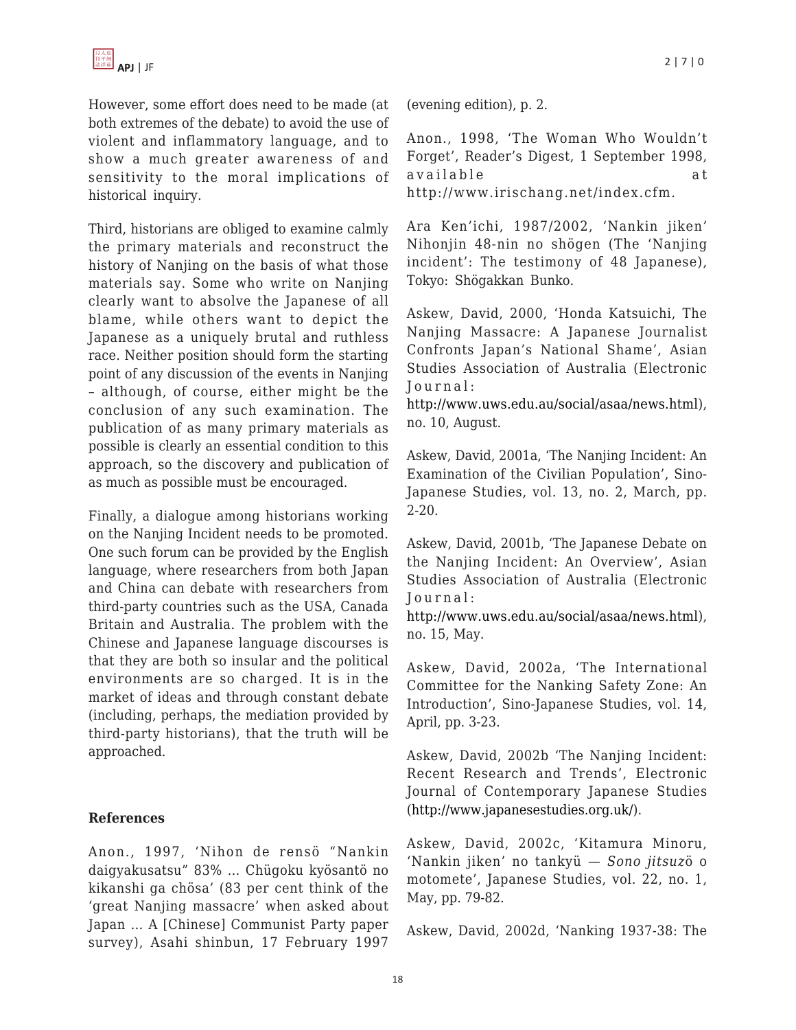However, some effort does need to be made (at both extremes of the debate) to avoid the use of violent and inflammatory language, and to show a much greater awareness of and sensitivity to the moral implications of historical inquiry.

Third, historians are obliged to examine calmly the primary materials and reconstruct the history of Nanjing on the basis of what those materials say. Some who write on Nanjing clearly want to absolve the Japanese of all blame, while others want to depict the Japanese as a uniquely brutal and ruthless race. Neither position should form the starting point of any discussion of the events in Nanjing – although, of course, either might be the conclusion of any such examination. The publication of as many primary materials as possible is clearly an essential condition to this approach, so the discovery and publication of as much as possible must be encouraged.

Finally, a dialogue among historians working on the Nanjing Incident needs to be promoted. One such forum can be provided by the English language, where researchers from both Japan and China can debate with researchers from third-party countries such as the USA, Canada Britain and Australia. The problem with the Chinese and Japanese language discourses is that they are both so insular and the political environments are so charged. It is in the market of ideas and through constant debate (including, perhaps, the mediation provided by third-party historians), that the truth will be approached.

## References

Anon., 1997, 'Nihon de rensö "Nankin daigyakusatsu" 83% ... Chügoku kyösantö no kikanshi ga chösa' (83 per cent think of the 'great Nanjing massacre' when asked about Japan ... A [Chinese] Communist Party paper survey), Asahi shinbun, 17 February 1997 (evening edition), p. 2.

Anon., 1998, 'The Woman Who Wouldn't Forget', Reader's Digest, 1 September 1998, available at http://www.irischang.net/index.cfm.

Ara Ken'ichi, 1987/2002, 'Nankin jiken' Nihonjin 48-nin no shögen (The 'Nanjing incident': The testimony of 48 Japanese), Tokyo: Shögakkan Bunko.

Askew, David, 2000, 'Honda Katsuichi, The Nanjing Massacre: A Japanese Journalist Confronts Japan's National Shame', Asian Studies Association of Australia (Electronic Journal: http://www.uws.edu.au/social/asaa/news.html), no. 10, August.

Askew, David, 2001a, 'The Nanjing Incident: An Examination of the Civilian Population', Sino-Japanese Studies, vol. 13, no. 2, March, pp. 2-20.

Askew, David, 2001b, 'The Japanese Debate on the Nanjing Incident: An Overview', Asian Studies Association of Australia (Electronic Journal: http://www.uws.edu.au/social/asaa/news.html), no. 15, May.

Askew, David, 2002a, 'The International Committee for the Nanking Safety Zone: An Introduction', Sino-Japanese Studies, vol. 14, April, pp. 3-23.

Askew, David, 2002b 'The Nanjing Incident: Recent Research and Trends', Electronic Journal of Contemporary Japanese Studies (http://www.japanesestudies.org.uk/).

Askew, David, 2002c, 'Kitamura Minoru, 'Nankin jiken' no tankyü — *Sono jitsuz*ö o motomete', Japanese Studies, vol. 22, no. 1, May, pp. 79-82.

Askew, David, 2002d, 'Nanking 1937-38: The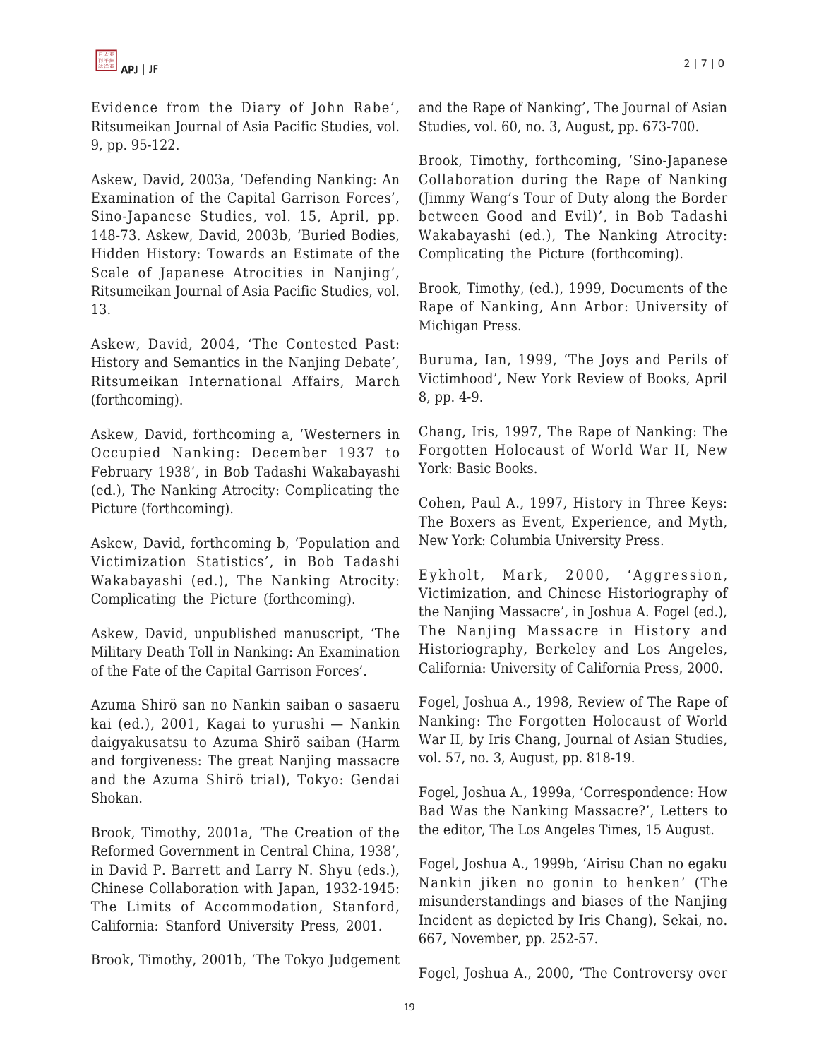Evidence from the Diary of John Rabe', Ritsumeikan Journal of Asia Pacific Studies, vol. 9, pp. 95-122.

Askew, David, 2003a, 'Defending Nanking: An Examination of the Capital Garrison Forces', Sino-Japanese Studies, vol. 15, April, pp. 148-73. Askew, David, 2003b, 'Buried Bodies, Hidden History: Towards an Estimate of the Scale of Japanese Atrocities in Nanjing', Ritsumeikan Journal of Asia Pacific Studies, vol. 13.

Askew, David, 2004, 'The Contested Past: History and Semantics in the Nanjing Debate', Ritsumeikan International Affairs, March (forthcoming).

Askew, David, forthcoming a, 'Westerners in Occupied Nanking: December 1937 to February 1938', in Bob Tadashi Wakabayashi (ed.), The Nanking Atrocity: Complicating the Picture (forthcoming).

Askew, David, forthcoming b, 'Population and Victimization Statistics', in Bob Tadashi Wakabayashi (ed.), The Nanking Atrocity: Complicating the Picture (forthcoming).

Askew, David, unpublished manuscript, 'The Military Death Toll in Nanking: An Examination of the Fate of the Capital Garrison Forces'.

Azuma Shirö san no Nankin saiban o sasaeru kai (ed.), 2001, Kagai to yurushi — Nankin daigyakusatsu to Azuma Shirö saiban (Harm and forgiveness: The great Nanjing massacre and the Azuma Shirö trial), Tokyo: Gendai Shokan.

Brook, Timothy, 2001a, 'The Creation of the Reformed Government in Central China, 1938', in David P. Barrett and Larry N. Shyu (eds.), Chinese Collaboration with Japan, 1932-1945: The Limits of Accommodation, Stanford, California: Stanford University Press, 2001.

Brook, Timothy, 2001b, 'The Tokyo Judgement and the Rape of Nanking', The Journal of Asian Studies, vol. 60, no. 3, August, pp. 673-700.

Brook, Timothy, forthcoming, 'Sino-Japanese Collaboration during the Rape of Nanking (Jimmy Wang's Tour of Duty along the Border between Good and Evil)', in Bob Tadashi Wakabayashi (ed.), The Nanking Atrocity: Complicating the Picture (forthcoming).

Brook, Timothy, (ed.), 1999, Documents of the Rape of Nanking, Ann Arbor: University of Michigan Press.

Buruma, Ian, 1999, 'The Joys and Perils of Victimhood', New York Review of Books, April 8, pp. 4-9.

Chang, Iris, 1997, The Rape of Nanking: The Forgotten Holocaust of World War II, New York: Basic Books.

Cohen, Paul A., 1997, History in Three Keys: The Boxers as Event, Experience, and Myth, New York: Columbia University Press.

Eykholt, Mark, 2000, 'Aggression, Victimization, and Chinese Historiography of the Nanjing Massacre', in Joshua A. Fogel (ed.), The Nanjing Massacre in History and Historiography, Berkeley and Los Angeles, California: University of California Press, 2000.

Fogel, Joshua A., 1998, Review of The Rape of Nanking: The Forgotten Holocaust of World War II, by Iris Chang, Journal of Asian Studies, vol. 57, no. 3, August, pp. 818-19.

Fogel, Joshua A., 1999a, 'Correspondence: How Bad Was the Nanking Massacre?', Letters to the editor, The Los Angeles Times, 15 August.

Fogel, Joshua A., 1999b, 'Airisu Chan no egaku Nankin jiken no gonin to henken' (The misunderstandings and biases of the Nanjing Incident as depicted by Iris Chang), Sekai, no. 667, November, pp. 252-57.

Fogel, Joshua A., 2000, 'The Controversy over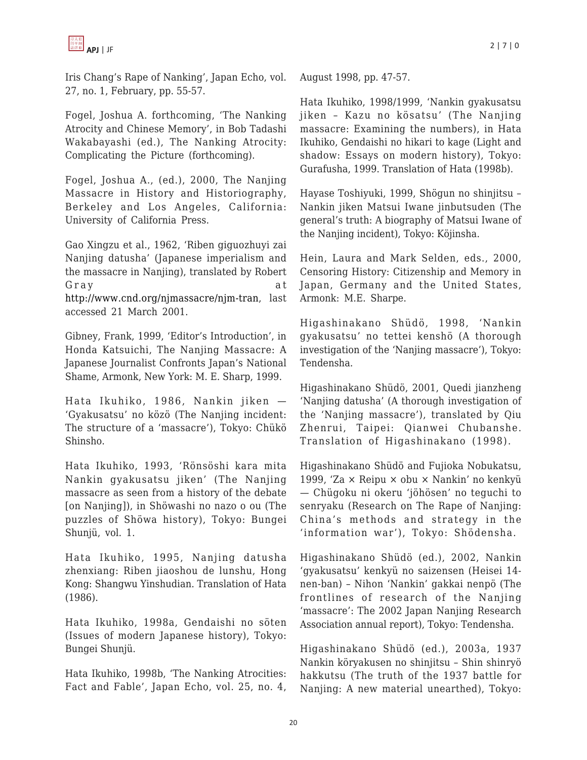Iris Chang's Rape of Nanking', Japan Echo, vol. 27, no. 1, February, pp. 55-57.

Fogel, Joshua A. forthcoming, 'The Nanking Atrocity and Chinese Memory', in Bob Tadashi Wakabayashi (ed.), The Nanking Atrocity: Complicating the Picture (forthcoming).

Fogel, Joshua A., (ed.), 2000, The Nanjing Massacre in History and Historiography, Berkeley and Los Angeles, California: University of California Press.

Gao Xingzu et al., 1962, 'Riben giguozhuyi zai Nanjing datusha' (Japanese imperialism and the massacre in Nanjing), translated by Robert Gray at http://www.cnd.org/njmassacre/njm-tran, last accessed 21 March 2001.

Gibney, Frank, 1999, 'Editor's Introduction', in Honda Katsuichi, The Nanjing Massacre: A Japanese Journalist Confronts Japan's National Shame, Armonk, New York: M. E. Sharp, 1999.

Hata Ikuhiko, 1986, Nankin jiken — 'Gyakusatsu' no kōzō (The Nanjing incident: The structure of a 'massacre'), Tokyo: Chūkō Shinsho.

Hata Ikuhiko, 1993, 'Rōnsōshi kara mita Nankin gyakusatsu jiken' (The Nanjing massacre as seen from a history of the debate [on Nanjing]), in Shōwashi no nazo o ou (The puzzles of Shōwa history), Tokyo: Bungei Shunjū, vol. 1.

Hata Ikuhiko, 1995, Nanjing datusha zhenxiang: Riben jiaoshou de lunshu, Hong Kong: Shangwu Yinshudian. Translation of Hata (1986).

Hata Ikuhiko, 1998a, Gendaishi no sōten (Issues of modern Japanese history), Tokyo: Bungei Shunjū.

Hata Ikuhiko, 1998b, 'The Nanking Atrocities: Fact and Fable', Japan Echo, vol. 25, no. 4, August 1998, pp. 47-57.

Hata Ikuhiko, 1998/1999, 'Nankin gyakusatsu jiken – Kazu no kōsatsu' (The Nanjing massacre: Examining the numbers), in Hata Ikuhiko, Gendaishi no hikari to kage (Light and shadow: Essays on modern history), Tokyo: Gurafusha, 1999. Translation of Hata (1998b).

Hayase Toshiyuki, 1999, Shōgun no shinjitsu – Nankin jiken Matsui Iwane jinbutsuden (The general's truth: A biography of Matsui Iwane of the Nanjing incident), Tokyo: Kōjinsha.

Hein, Laura and Mark Selden, eds., 2000, Censoring History: Citizenship and Memory in Japan, Germany and the United States, Armonk: M.E. Sharpe.

Higashinakano Shūdō, 1998, 'Nankin gyakusatsu' no tettei kenshō (A thorough investigation of the 'Nanjing massacre'), Tokyo: Tendensha.

Higashinakano Shūdō, 2001, Quedi jianzheng 'Nanjing datusha' (A thorough investigation of the 'Nanjing massacre'), translated by Qiu Zhenrui, Taipei: Qianwei Chubanshe. Translation of Higashinakano (1998).

Higashinakano Shūdō and Fujioka Nobukatsu, 1999, 'Za × Reipu × obu × Nankin' no kenkyū — Chūgoku ni okeru 'jōhōsen' no teguchi to senryaku (Research on The Rape of Nanjing: China's methods and strategy in the 'information war'), Tokyo: Shōdensha.

Higashinakano Shūdō (ed.), 2002, Nankin 'gyakusatsu' kenkyū no saizensen (Heisei 14-nen-ban) – Nihon 'Nankin' gakkai nenpō (The frontlines of research of the Nanjing 'massacre': The 2002 Japan Nanjing Research Association annual report), Tokyo: Tendensha.

Higashinakano Shūdō (ed.), 2003a, 1937 Nankin kōryakusen no shinjitsu – Shin shinryō hakkutsu (The truth of the 1937 battle for Nanjing: A new material unearthed), Tokyo: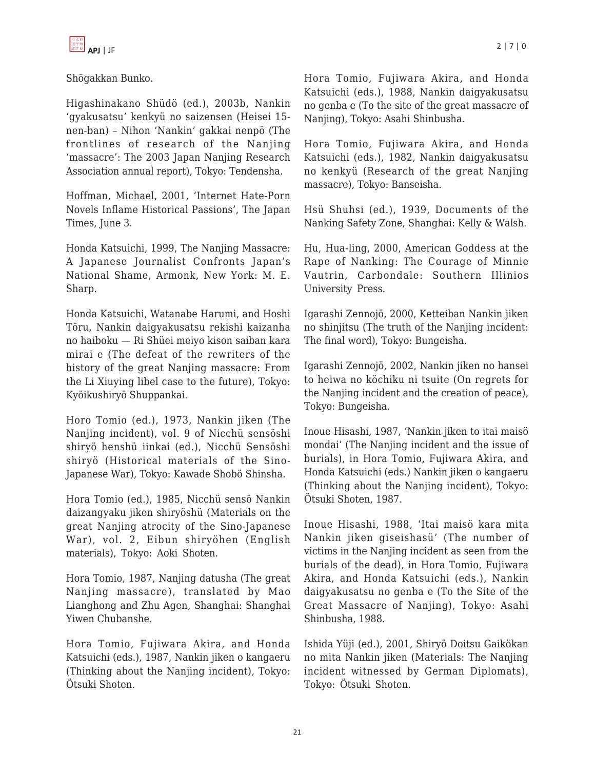Shōgakkan Bunko.

Higashinakano Shūdō (ed.), 2003b, Nankin 'gyakusatsu' kenkyū no saizensen (Heisei 15-nen-ban) – Nihon 'Nankin' gakkai nenpō (The frontlines of research of the Nanjing 'massacre': The 2003 Japan Nanjing Research Association annual report), Tokyo: Tendensha.

Hoffman, Michael, 2001, 'Internet Hate-Porn Novels Inflame Historical Passions', The Japan Times, June 3.

Honda Katsuichi, 1999, The Nanjing Massacre: A Japanese Journalist Confronts Japan's National Shame, Armonk, New York: M. E. Sharp.

Honda Katsuichi, Watanabe Harumi, and Hoshi Tōru, Nankin daigyakusatsu rekishi kaizanha no haiboku — Ri Shūei meiyo kison saiban kara mirai e (The defeat of the rewriters of the history of the great Nanjing massacre: From the Li Xiuying libel case to the future), Tokyo: Kyōikushiryō Shuppankai.

Horo Tomio (ed.), 1973, Nankin jiken (The Nanjing incident), vol. 9 of Nicchū sensōshi shiryō henshū iinkai (ed.), Nicchū Sensōshi shiryō (Historical materials of the Sino-Japanese War), Tokyo: Kawade Shobō Shinsha.

Hora Tomio (ed.), 1985, Nicchū sensō Nankin daizangyaku jiken shiryōshū (Materials on the great Nanjing atrocity of the Sino-Japanese War), vol. 2, Eibun shiryōhen (English materials), Tokyo: Aoki Shoten.

Hora Tomio, 1987, Nanjing datusha (The great Nanjing massacre), translated by Mao Lianghong and Zhu Agen, Shanghai: Shanghai Yiwen Chubanshe.

Hora Tomio, Fujiwara Akira, and Honda Katsuichi (eds.), 1987, Nankin jiken o kangaeru (Thinking about the Nanjing incident), Tokyo: Ōtsuki Shoten.

Hora Tomio, Fujiwara Akira, and Honda Katsuichi (eds.), 1988, Nankin daigyakusatsu no genba e (To the site of the great massacre of Nanjing), Tokyo: Asahi Shinbusha.

Hora Tomio, Fujiwara Akira, and Honda Katsuichi (eds.), 1982, Nankin daigyakusatsu no kenkyū (Research of the great Nanjing massacre), Tokyo: Banseisha.

Hsü Shuhsi (ed.), 1939, Documents of the Nanking Safety Zone, Shanghai: Kelly & Walsh.

Hu, Hua-ling, 2000, American Goddess at the Rape of Nanking: The Courage of Minnie Vautrin, Carbondale: Southern Illinios University Press.

Igarashi Zennojō, 2000, Ketteiban Nankin jiken no shinjitsu (The truth of the Nanjing incident: The final word), Tokyo: Bungeisha.

Igarashi Zennojō, 2002, Nankin jiken no hansei to heiwa no kōchiku ni tsuite (On regrets for the Nanjing incident and the creation of peace), Tokyo: Bungeisha.

Inoue Hisashi, 1987, 'Nankin jiken to itai maisō mondai' (The Nanjing incident and the issue of burials), in Hora Tomio, Fujiwara Akira, and Honda Katsuichi (eds.) Nankin jiken o kangaeru (Thinking about the Nanjing incident), Tokyo: Ōtsuki Shoten, 1987.

Inoue Hisashi, 1988, 'Itai maisō kara mita Nankin jiken giseishasū' (The number of victims in the Nanjing incident as seen from the burials of the dead), in Hora Tomio, Fujiwara Akira, and Honda Katsuichi (eds.), Nankin daigyakusatsu no genba e (To the Site of the Great Massacre of Nanjing), Tokyo: Asahi Shinbusha, 1988.

Ishida Yūji (ed.), 2001, Shiryō Doitsu Gaikōkan no mita Nankin jiken (Materials: The Nanjing incident witnessed by German Diplomats), Tokyo: Ōtsuki Shoten.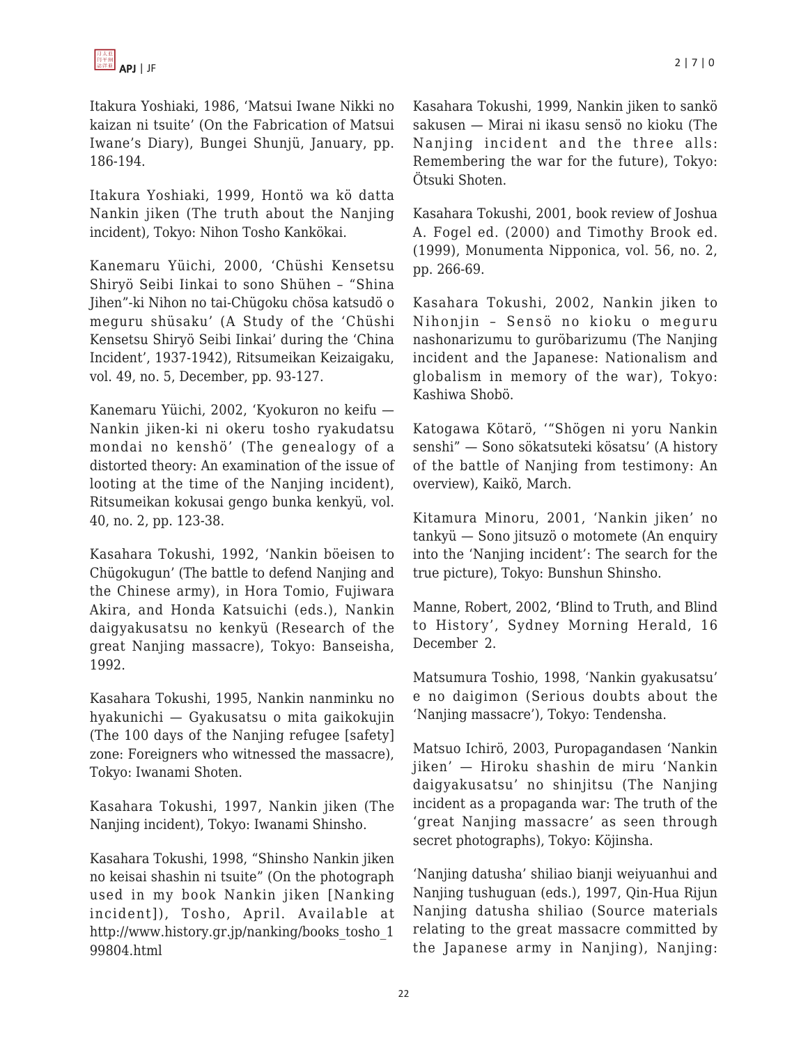Itakura Yoshiaki, 1986, 'Matsui Iwane Nikki no kaizan ni tsuite' (On the Fabrication of Matsui Iwane's Diary), Bungei Shunjü, January, pp. 186-194.

Itakura Yoshiaki, 1999, Hontö wa kö datta Nankin jiken (The truth about the Nanjing incident), Tokyo: Nihon Tosho Kankökai.

Kanemaru Yüichi, 2000, 'Chüshi Kensetsu Shiryö Seibi Iinkai to sono Shühen – "Shina Jihen"-ki Nihon no tai-Chügoku chösa katsudö o meguru shüsaku' (A Study of the 'Chüshi Kensetsu Shiryö Seibi Iinkai' during the 'China Incident', 1937-1942), Ritsumeikan Keizaigaku, vol. 49, no. 5, December, pp. 93-127.

Kanemaru Yüichi, 2002, 'Kyokuron no keifu — Nankin jiken-ki ni okeru tosho ryakudatsu mondai no kenshö' (The genealogy of a distorted theory: An examination of the issue of looting at the time of the Nanjing incident), Ritsumeikan kokusai gengo bunka kenkyü, vol. 40, no. 2, pp. 123-38.

Kasahara Tokushi, 1992, 'Nankin böeisen to Chügokugun' (The battle to defend Nanjing and the Chinese army), in Hora Tomio, Fujiwara Akira, and Honda Katsuichi (eds.), Nankin daigyakusatsu no kenkyü (Research of the great Nanjing massacre), Tokyo: Banseisha, 1992.

Kasahara Tokushi, 1995, Nankin nanminku no hyakunichi — Gyakusatsu o mita gaikokujin (The 100 days of the Nanjing refugee [safety] zone: Foreigners who witnessed the massacre), Tokyo: Iwanami Shoten.

Kasahara Tokushi, 1997, Nankin jiken (The Nanjing incident), Tokyo: Iwanami Shinsho.

Kasahara Tokushi, 1998, "Shinsho Nankin jiken no keisai shashin ni tsuite" (On the photograph used in my book Nankin jiken [Nanking incident]), Tosho, April. Available at http://www.history.gr.jp/nanking/books_tosho_199804.html

Kasahara Tokushi, 1999, Nankin jiken to sankö sakusen — Mirai ni ikasu sensö no kioku (The Nanjing incident and the three alls: Remembering the war for the future), Tokyo: Ötsuki Shoten.

Kasahara Tokushi, 2001, book review of Joshua A. Fogel ed. (2000) and Timothy Brook ed. (1999), Monumenta Nipponica, vol. 56, no. 2, pp. 266-69.

Kasahara Tokushi, 2002, Nankin jiken to Nihonjin – Sensö no kioku o meguru nashonarizumu to guröbarizumu (The Nanjing incident and the Japanese: Nationalism and globalism in memory of the war), Tokyo: Kashiwa Shobö.

Katogawa Kötarö, '"Shögen ni yoru Nankin senshi" — Sono sökatsuteki kösatsu' (A history of the battle of Nanjing from testimony: An overview), Kaikö, March.

Kitamura Minoru, 2001, 'Nankin jiken' no tankyü — Sono jitsuzö o motomete (An enquiry into the 'Nanjing incident': The search for the true picture), Tokyo: Bunshun Shinsho.

Manne, Robert, 2002, **'**Blind to Truth, and Blind to History', Sydney Morning Herald, 16 December 2.

Matsumura Toshio, 1998, 'Nankin gyakusatsu' e no daigimon (Serious doubts about the 'Nanjing massacre'), Tokyo: Tendensha.

Matsuo Ichirö, 2003, Puropagandasen 'Nankin jiken' — Hiroku shashin de miru 'Nankin daigyakusatsu' no shinjitsu (The Nanjing incident as a propaganda war: The truth of the 'great Nanjing massacre' as seen through secret photographs), Tokyo: Köjinsha.

'Nanjing datusha' shiliao bianji weiyuanhui and Nanjing tushuguan (eds.), 1997, Qin-Hua Rijun Nanjing datusha shiliao (Source materials relating to the great massacre committed by the Japanese army in Nanjing), Nanjing: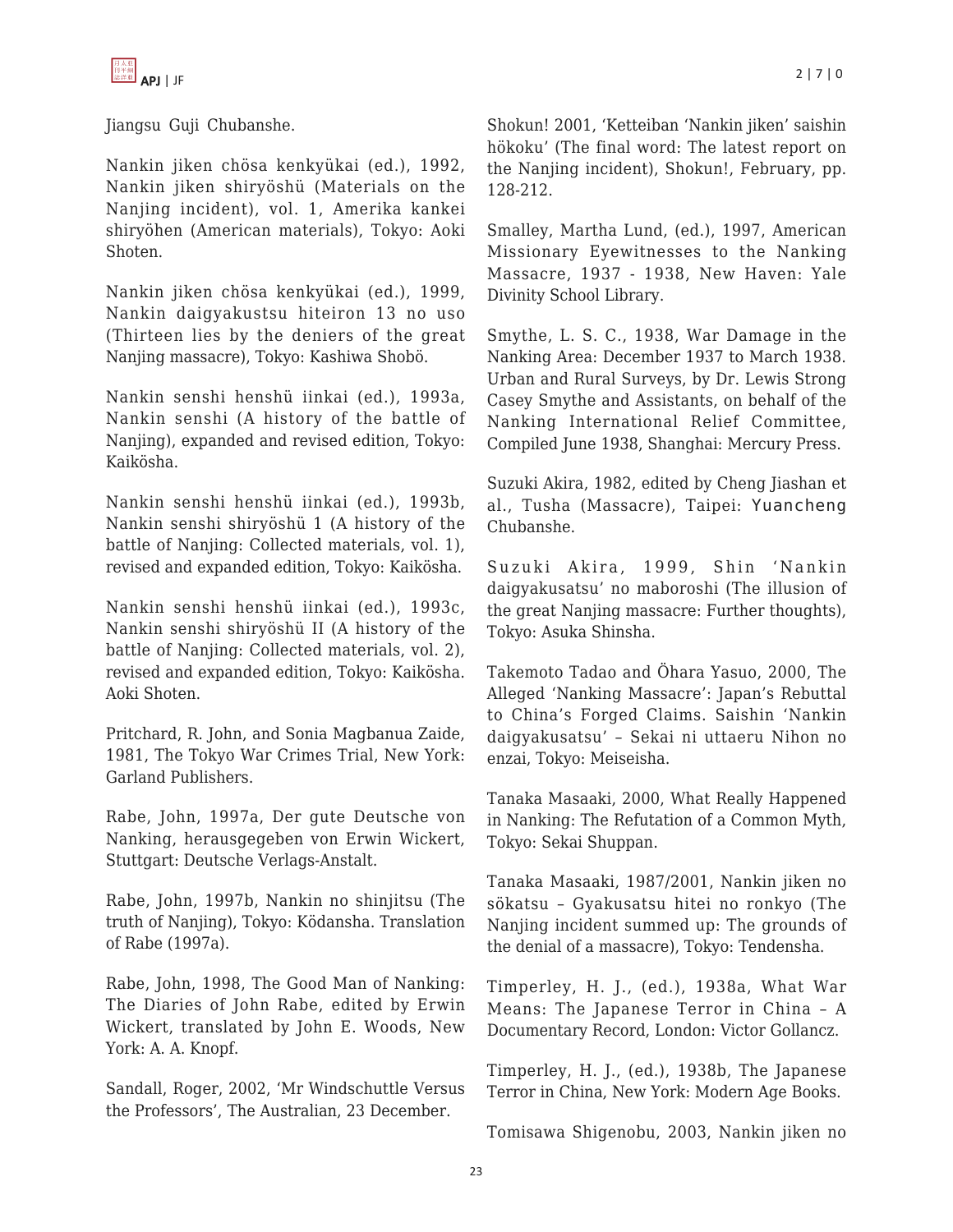Jiangsu Guji Chubanshe.

Nankin jiken chösa kenkyükai (ed.), 1992, Nankin jiken shiryöshü (Materials on the Nanjing incident), vol. 1, Amerika kankei shiryöhen (American materials), Tokyo: Aoki Shoten.

Nankin jiken chösa kenkyükai (ed.), 1999, Nankin daigyakustsu hiteiron 13 no uso (Thirteen lies by the deniers of the great Nanjing massacre), Tokyo: Kashiwa Shobö.

Nankin senshi henshü iinkai (ed.), 1993a, Nankin senshi (A history of the battle of Nanjing), expanded and revised edition, Tokyo: Kaikösha.

Nankin senshi henshü iinkai (ed.), 1993b, Nankin senshi shiryöshü 1 (A history of the battle of Nanjing: Collected materials, vol. 1), revised and expanded edition, Tokyo: Kaikösha.

Nankin senshi henshü iinkai (ed.), 1993c, Nankin senshi shiryöshü II (A history of the battle of Nanjing: Collected materials, vol. 2), revised and expanded edition, Tokyo: Kaikösha. Aoki Shoten.

Pritchard, R. John, and Sonia Magbanua Zaide, 1981, The Tokyo War Crimes Trial, New York: Garland Publishers.

Rabe, John, 1997a, Der gute Deutsche von Nanking, herausgegeben von Erwin Wickert, Stuttgart: Deutsche Verlags-Anstalt.

Rabe, John, 1997b, Nankin no shinjitsu (The truth of Nanjing), Tokyo: Ködansha. Translation of Rabe (1997a).

Rabe, John, 1998, The Good Man of Nanking: The Diaries of John Rabe, edited by Erwin Wickert, translated by John E. Woods, New York: A. A. Knopf.

Sandall, Roger, 2002, 'Mr Windschuttle Versus the Professors', The Australian, 23 December.

Shokun! 2001, 'Ketteiban 'Nankin jiken' saishin hökoku' (The final word: The latest report on the Nanjing incident), Shokun!, February, pp. 128-212.

Smalley, Martha Lund, (ed.), 1997, American Missionary Eyewitnesses to the Nanking Massacre, 1937 - 1938, New Haven: Yale Divinity School Library.

Smythe, L. S. C., 1938, War Damage in the Nanking Area: December 1937 to March 1938. Urban and Rural Surveys, by Dr. Lewis Strong Casey Smythe and Assistants, on behalf of the Nanking International Relief Committee, Compiled June 1938, Shanghai: Mercury Press.

Suzuki Akira, 1982, edited by Cheng Jiashan et al., Tusha (Massacre), Taipei: Yuancheng Chubanshe.

Suzuki Akira, 1999, Shin 'Nankin daigyakusatsu' no maboroshi (The illusion of the great Nanjing massacre: Further thoughts), Tokyo: Asuka Shinsha.

Takemoto Tadao and Öhara Yasuo, 2000, The Alleged 'Nanking Massacre': Japan's Rebuttal to China's Forged Claims. Saishin 'Nankin daigyakusatsu' – Sekai ni uttaeru Nihon no enzai, Tokyo: Meiseisha.

Tanaka Masaaki, 2000, What Really Happened in Nanking: The Refutation of a Common Myth, Tokyo: Sekai Shuppan.

Tanaka Masaaki, 1987/2001, Nankin jiken no sökatsu – Gyakusatsu hitei no ronkyo (The Nanjing incident summed up: The grounds of the denial of a massacre), Tokyo: Tendensha.

Timperley, H. J., (ed.), 1938a, What War Means: The Japanese Terror in China – A Documentary Record, London: Victor Gollancz.

Timperley, H. J., (ed.), 1938b, The Japanese Terror in China, New York: Modern Age Books.

Tomisawa Shigenobu, 2003, Nankin jiken no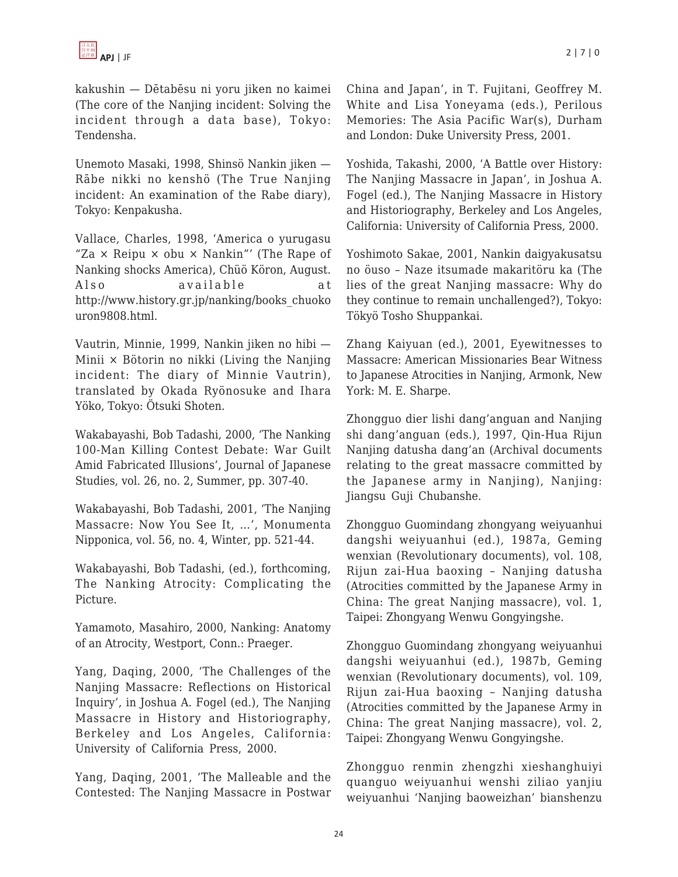kakushin — Dētabēsu ni yoru jiken no kaimei (The core of the Nanjing incident: Solving the incident through a data base), Tokyo: Tendensha.

Unemoto Masaki, 1998, Shinsö Nankin jiken — Rābe nikki no kenshö (The True Nanjing incident: An examination of the Rabe diary), Tokyo: Kenpakusha.

Vallace, Charles, 1998, 'America o yurugasu "Za × Reipu × obu × Nankin"' (The Rape of Nanking shocks America), Chüö Köron, August. Also available at http://www.history.gr.jp/nanking/books_chuokouron9808.html.

Vautrin, Minnie, 1999, Nankin jiken no hibi — Minii × Bötorin no nikki (Living the Nanjing incident: The diary of Minnie Vautrin), translated by Okada Ryönosuke and Ihara Yöko, Tokyo: Ötsuki Shoten.

Wakabayashi, Bob Tadashi, 2000, 'The Nanking 100-Man Killing Contest Debate: War Guilt Amid Fabricated Illusions', Journal of Japanese Studies, vol. 26, no. 2, Summer, pp. 307-40.

Wakabayashi, Bob Tadashi, 2001, 'The Nanjing Massacre: Now You See It, ...', Monumenta Nipponica, vol. 56, no. 4, Winter, pp. 521-44.

Wakabayashi, Bob Tadashi, (ed.), forthcoming, The Nanking Atrocity: Complicating the Picture.

Yamamoto, Masahiro, 2000, Nanking: Anatomy of an Atrocity, Westport, Conn.: Praeger.

Yang, Daqing, 2000, 'The Challenges of the Nanjing Massacre: Reflections on Historical Inquiry', in Joshua A. Fogel (ed.), The Nanjing Massacre in History and Historiography, Berkeley and Los Angeles, California: University of California Press, 2000.

Yang, Daqing, 2001, 'The Malleable and the Contested: The Nanjing Massacre in Postwar China and Japan', in T. Fujitani, Geoffrey M. White and Lisa Yoneyama (eds.), Perilous Memories: The Asia Pacific War(s), Durham and London: Duke University Press, 2001.

Yoshida, Takashi, 2000, 'A Battle over History: The Nanjing Massacre in Japan', in Joshua A. Fogel (ed.), The Nanjing Massacre in History and Historiography, Berkeley and Los Angeles, California: University of California Press, 2000.

Yoshimoto Sakae, 2001, Nankin daigyakusatsu no öuso – Naze itsumade makaritöru ka (The lies of the great Nanjing massacre: Why do they continue to remain unchallenged?), Tokyo: Tökyö Tosho Shuppankai.

Zhang Kaiyuan (ed.), 2001, Eyewitnesses to Massacre: American Missionaries Bear Witness to Japanese Atrocities in Nanjing, Armonk, New York: M. E. Sharpe.

Zhongguo dier lishi dang'anguan and Nanjing shi dang'anguan (eds.), 1997, Qin-Hua Rijun Nanjing datusha dang'an (Archival documents relating to the great massacre committed by the Japanese army in Nanjing), Nanjing: Jiangsu Guji Chubanshe.

Zhongguo Guomindang zhongyang weiyuanhui dangshi weiyuanhui (ed.), 1987a, Geming wenxian (Revolutionary documents), vol. 108, Rijun zai-Hua baoxing – Nanjing datusha (Atrocities committed by the Japanese Army in China: The great Nanjing massacre), vol. 1, Taipei: Zhongyang Wenwu Gongyingshe.

Zhongguo Guomindang zhongyang weiyuanhui dangshi weiyuanhui (ed.), 1987b, Geming wenxian (Revolutionary documents), vol. 109, Rijun zai-Hua baoxing – Nanjing datusha (Atrocities committed by the Japanese Army in China: The great Nanjing massacre), vol. 2, Taipei: Zhongyang Wenwu Gongyingshe.

Zhongguo renmin zhengzhi xieshanghuiyi quanguo weiyuanhui wenshi ziliao yanjiu weiyuanhui 'Nanjing baoweizhan' bianshenzu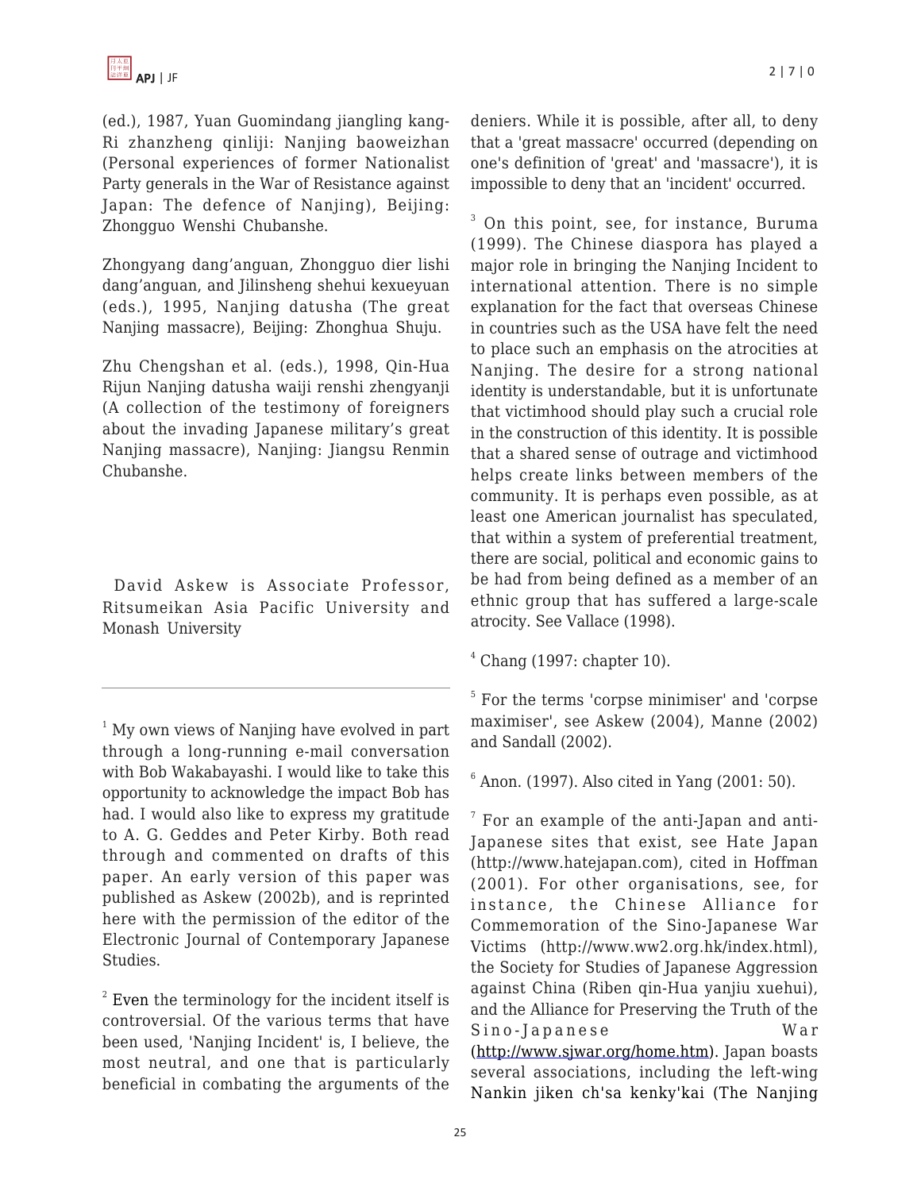(ed.), 1987, Yuan Guomindang jiangling kang-Ri zhanzheng qinliji: Nanjing baoweizhan (Personal experiences of former Nationalist Party generals in the War of Resistance against Japan: The defence of Nanjing), Beijing: Zhongguo Wenshi Chubanshe.

Zhongyang dang'anguan, Zhongguo dier lishi dang'anguan, and Jilinsheng shehui kexueyuan (eds.), 1995, Nanjing datusha (The great Nanjing massacre), Beijing: Zhonghua Shuju.

Zhu Chengshan et al. (eds.), 1998, Qin-Hua Rijun Nanjing datusha waiji renshi zhengyanji (A collection of the testimony of foreigners about the invading Japanese military's great Nanjing massacre), Nanjing: Jiangsu Renmin Chubanshe.

David Askew is Associate Professor, Ritsumeikan Asia Pacific University and Monash University

---

[1] My own views of Nanjing have evolved in part through a long-running e-mail conversation with Bob Wakabayashi. I would like to take this opportunity to acknowledge the impact Bob has had. I would also like to express my gratitude to A. G. Geddes and Peter Kirby. Both read through and commented on drafts of this paper. An early version of this paper was published as Askew (2002b), and is reprinted here with the permission of the editor of the Electronic Journal of Contemporary Japanese Studies.

[2] Even the terminology for the incident itself is controversial. Of the various terms that have been used, 'Nanjing Incident' is, I believe, the most neutral, and one that is particularly beneficial in combating the arguments of the deniers. While it is possible, after all, to deny that a 'great massacre' occurred (depending on one's definition of 'great' and 'massacre'), it is impossible to deny that an 'incident' occurred.

[3] On this point, see, for instance, Buruma (1999). The Chinese diaspora has played a major role in bringing the Nanjing Incident to international attention. There is no simple explanation for the fact that overseas Chinese in countries such as the USA have felt the need to place such an emphasis on the atrocities at Nanjing. The desire for a strong national identity is understandable, but it is unfortunate that victimhood should play such a crucial role in the construction of this identity. It is possible that a shared sense of outrage and victimhood helps create links between members of the community. It is perhaps even possible, as at least one American journalist has speculated, that within a system of preferential treatment, there are social, political and economic gains to be had from being defined as a member of an ethnic group that has suffered a large-scale atrocity. See Vallace (1998).

[4] Chang (1997: chapter 10).

[5] For the terms 'corpse minimiser' and 'corpse maximiser', see Askew (2004), Manne (2002) and Sandall (2002).

[6] Anon. (1997). Also cited in Yang (2001: 50).

[7] For an example of the anti-Japan and anti-Japanese sites that exist, see Hate Japan (http://www.hatejapan.com), cited in Hoffman (2001). For other organisations, see, for instance, the Chinese Alliance for Commemoration of the Sino-Japanese War Victims (http://www.ww2.org.hk/index.html), the Society for Studies of Japanese Aggression against China (Riben qin-Hua yanjiu xuehui), and the Alliance for Preserving the Truth of the Sino-Japanese War (http://www.sjwar.org/home.htm). Japan boasts several associations, including the left-wing Nankin jiken ch'sa kenky'kai (The Nanjing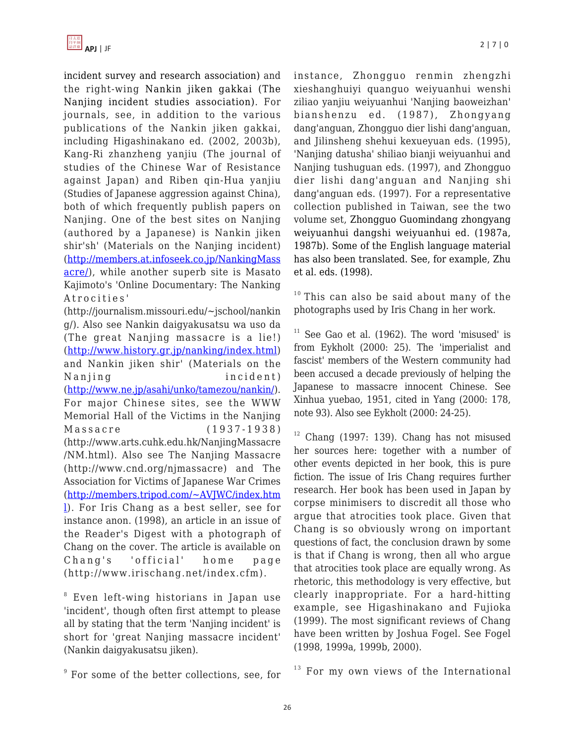incident survey and research association) and the right-wing Nankin jiken gakkai (The Nanjing incident studies association). For journals, see, in addition to the various publications of the Nankin jiken gakkai, including Higashinakano ed. (2002, 2003b), Kang-Ri zhanzheng yanjiu (The journal of studies of the Chinese War of Resistance against Japan) and Riben qin-Hua yanjiu (Studies of Japanese aggression against China), both of which frequently publish papers on Nanjing. One of the best sites on Nanjing (authored by a Japanese) is Nankin jiken shir'sh' (Materials on the Nanjing incident) ([http://members.at.infoseek.co.jp/NankingMassacre/](http://members.at.infoseek.co.jp/NankingMassacre/)), while another superb site is Masato Kajimoto's 'Online Documentary: The Nanking Atrocities' (http://journalism.missouri.edu/~jschool/nanking/). Also see Nankin daigyakusatsu wa uso da (The great Nanjing massacre is a lie!) ([http://www.history.gr.jp/nanking/index.html](http://www.history.gr.jp/nanking/index.html)) and Nankin jiken shir' (Materials on the Nanjing incident) ([http://www.ne.jp/asahi/unko/tamezou/nankin/](http://www.ne.jp/asahi/unko/tamezou/nankin/)). For major Chinese sites, see the WWW Memorial Hall of the Victims in the Nanjing Massacre (1937-1938) (http://www.arts.cuhk.edu.hk/NanjingMassacre/NM.html). Also see The Nanjing Massacre (http://www.cnd.org/njmassacre) and The Association for Victims of Japanese War Crimes ([http://members.tripod.com/~AVJWC/index.html](http://members.tripod.com/~AVJWC/index.html)). For Iris Chang as a best seller, see for instance anon. (1998), an article in an issue of the Reader's Digest with a photograph of Chang on the cover. The article is available on Chang's 'official' home page (http://www.irischang.net/index.cfm).

[8] Even left-wing historians in Japan use 'incident', though often first attempt to please all by stating that the term 'Nanjing incident' is short for 'great Nanjing massacre incident' (Nankin daigyakusatsu jiken).

[9] For some of the better collections, see, for instance, Zhongguo renmin zhengzhi xieshanghuiyi quanguo weiyuanhui wenshi ziliao yanjiu weiyuanhui 'Nanjing baoweizhan' bianshenzu ed. (1987), Zhongyang dang'anguan, Zhongguo dier lishi dang'anguan, and Jilinsheng shehui kexueyuan eds. (1995), 'Nanjing datusha' shiliao bianji weiyuanhui and Nanjing tushuguan eds. (1997), and Zhongguo dier lishi dang'anguan and Nanjing shi dang'anguan eds. (1997). For a representative collection published in Taiwan, see the two volume set, Zhongguo Guomindang zhongyang weiyuanhui dangshi weiyuanhui ed. (1987a, 1987b). Some of the English language material has also been translated. See, for example, Zhu et al. eds. (1998).

[10] This can also be said about many of the photographs used by Iris Chang in her work.

[11] See Gao et al. (1962). The word 'misused' is from Eykholt (2000: 25). The 'imperialist and fascist' members of the Western community had been accused a decade previously of helping the Japanese to massacre innocent Chinese. See Xinhua yuebao, 1951, cited in Yang (2000: 178, note 93). Also see Eykholt (2000: 24-25).

[12] Chang (1997: 139). Chang has not misused her sources here: together with a number of other events depicted in her book, this is pure fiction. The issue of Iris Chang requires further research. Her book has been used in Japan by corpse minimisers to discredit all those who argue that atrocities took place. Given that Chang is so obviously wrong on important questions of fact, the conclusion drawn by some is that if Chang is wrong, then all who argue that atrocities took place are equally wrong. As rhetoric, this methodology is very effective, but clearly inappropriate. For a hard-hitting example, see Higashinakano and Fujioka (1999). The most significant reviews of Chang have been written by Joshua Fogel. See Fogel (1998, 1999a, 1999b, 2000).

[13] For my own views of the International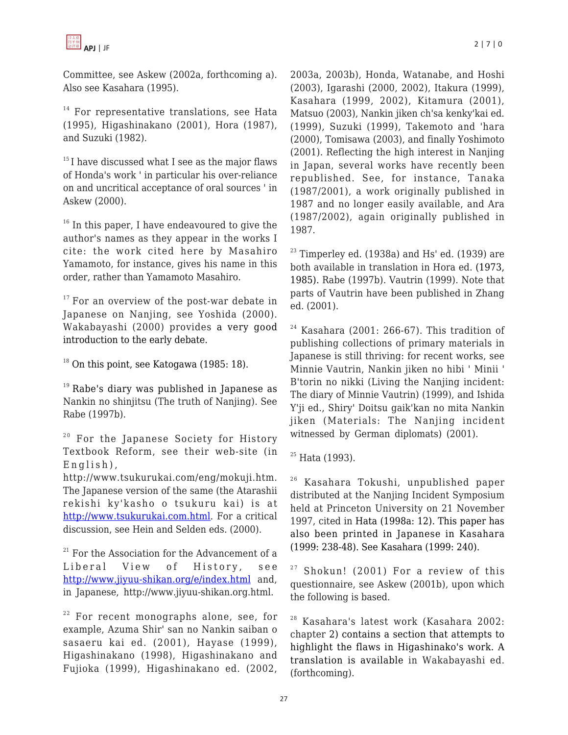Committee, see Askew (2002a, forthcoming a). Also see Kasahara (1995).

[14] For representative translations, see Hata (1995), Higashinakano (2001), Hora (1987), and Suzuki (1982).

[15] I have discussed what I see as the major flaws of Honda's work ' in particular his over-reliance on and uncritical acceptance of oral sources ' in Askew (2000).

[16] In this paper, I have endeavoured to give the author's names as they appear in the works I cite: the work cited here by Masahiro Yamamoto, for instance, gives his name in this order, rather than Yamamoto Masahiro.

[17] For an overview of the post-war debate in Japanese on Nanjing, see Yoshida (2000). Wakabayashi (2000) provides a very good introduction to the early debate.

[18] On this point, see Katogawa (1985: 18).

[19] Rabe's diary was published in Japanese as Nankin no shinjitsu (The truth of Nanjing). See Rabe (1997b).

[20] For the Japanese Society for History Textbook Reform, see their web-site (in English), http://www.tsukurukai.com/eng/mokuji.htm. The Japanese version of the same (the Atarashii rekishi ky'kasho o tsukuru kai) is at http://www.tsukurukai.com.html. For a critical discussion, see Hein and Selden eds. (2000).

[21] For the Association for the Advancement of a Liberal View of History, see http://www.jiyuu-shikan.org/e/index.html and, in Japanese, http://www.jiyuu-shikan.org.html.

[22] For recent monographs alone, see, for example, Azuma Shir' san no Nankin saiban o sasaeru kai ed. (2001), Hayase (1999), Higashinakano (1998), Higashinakano and Fujioka (1999), Higashinakano ed. (2002, 2003a, 2003b), Honda, Watanabe, and Hoshi (2003), Igarashi (2000, 2002), Itakura (1999), Kasahara (1999, 2002), Kitamura (2001), Matsuo (2003), Nankin jiken ch'sa kenky'kai ed. (1999), Suzuki (1999), Takemoto and 'hara (2000), Tomisawa (2003), and finally Yoshimoto (2001). Reflecting the high interest in Nanjing in Japan, several works have recently been republished. See, for instance, Tanaka (1987/2001), a work originally published in 1987 and no longer easily available, and Ara (1987/2002), again originally published in 1987.

[23] Timperley ed. (1938a) and Hs' ed. (1939) are both available in translation in Hora ed. (1973, 1985). Rabe (1997b). Vautrin (1999). Note that parts of Vautrin have been published in Zhang ed. (2001).

[24] Kasahara (2001: 266-67). This tradition of publishing collections of primary materials in Japanese is still thriving: for recent works, see Minnie Vautrin, Nankin jiken no hibi ' Minii ' B'torin no nikki (Living the Nanjing incident: The diary of Minnie Vautrin) (1999), and Ishida Y'ji ed., Shiry' Doitsu gaik'kan no mita Nankin jiken (Materials: The Nanjing incident witnessed by German diplomats) (2001).

[25] Hata (1993).

[26] Kasahara Tokushi, unpublished paper distributed at the Nanjing Incident Symposium held at Princeton University on 21 November 1997, cited in Hata (1998a: 12). This paper has also been printed in Japanese in Kasahara (1999: 238-48). See Kasahara (1999: 240).

[27] Shokun! (2001) For a review of this questionnaire, see Askew (2001b), upon which the following is based.

[28] Kasahara's latest work (Kasahara 2002: chapter 2) contains a section that attempts to highlight the flaws in Higashinako's work. A translation is available in Wakabayashi ed. (forthcoming).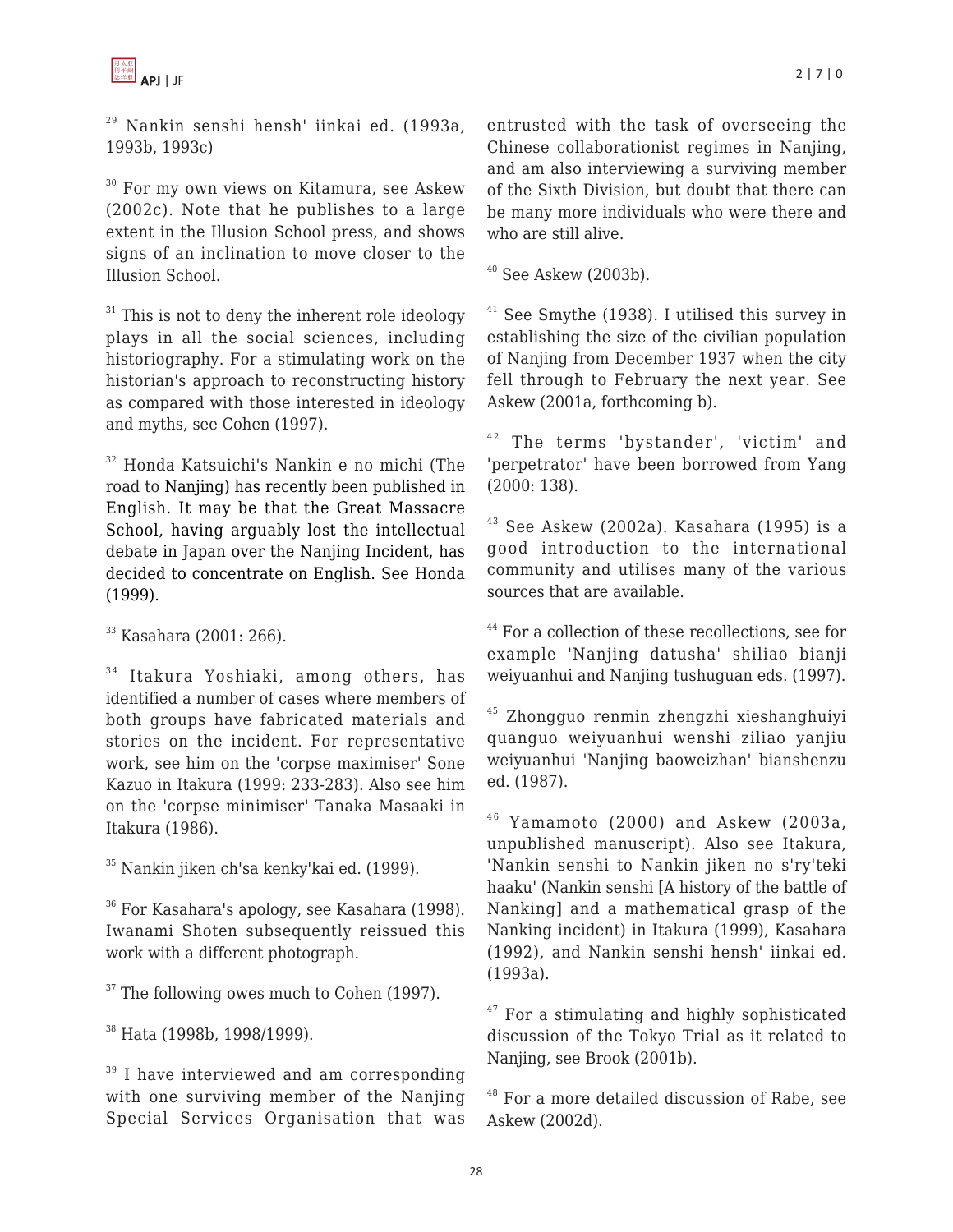[29] Nankin senshi hensh' iinkai ed. (1993a, 1993b, 1993c)

[30] For my own views on Kitamura, see Askew (2002c). Note that he publishes to a large extent in the Illusion School press, and shows signs of an inclination to move closer to the Illusion School.

[31] This is not to deny the inherent role ideology plays in all the social sciences, including historiography. For a stimulating work on the historian's approach to reconstructing history as compared with those interested in ideology and myths, see Cohen (1997).

[32] Honda Katsuichi's Nankin e no michi (The road to Nanjing) has recently been published in English. It may be that the Great Massacre School, having arguably lost the intellectual debate in Japan over the Nanjing Incident, has decided to concentrate on English. See Honda (1999).

[33] Kasahara (2001: 266).

[34] Itakura Yoshiaki, among others, has identified a number of cases where members of both groups have fabricated materials and stories on the incident. For representative work, see him on the 'corpse maximiser' Sone Kazuo in Itakura (1999: 233-283). Also see him on the 'corpse minimiser' Tanaka Masaaki in Itakura (1986).

[35] Nankin jiken ch'sa kenky'kai ed. (1999).

[36] For Kasahara's apology, see Kasahara (1998). Iwanami Shoten subsequently reissued this work with a different photograph.

[37] The following owes much to Cohen (1997).

[38] Hata (1998b, 1998/1999).

[39] I have interviewed and am corresponding with one surviving member of the Nanjing Special Services Organisation that was entrusted with the task of overseeing the Chinese collaborationist regimes in Nanjing, and am also interviewing a surviving member of the Sixth Division, but doubt that there can be many more individuals who were there and who are still alive.

[40] See Askew (2003b).

[41] See Smythe (1938). I utilised this survey in establishing the size of the civilian population of Nanjing from December 1937 when the city fell through to February the next year. See Askew (2001a, forthcoming b).

[42] The terms 'bystander', 'victim' and 'perpetrator' have been borrowed from Yang (2000: 138).

[43] See Askew (2002a). Kasahara (1995) is a good introduction to the international community and utilises many of the various sources that are available.

[44] For a collection of these recollections, see for example 'Nanjing datusha' shiliao bianji weiyuanhui and Nanjing tushuguan eds. (1997).

[45] Zhongguo renmin zhengzhi xieshanghuiyi quanguo weiyuanhui wenshi ziliao yanjiu weiyuanhui 'Nanjing baoweizhan' bianshenzu ed. (1987).

[46] Yamamoto (2000) and Askew (2003a, unpublished manuscript). Also see Itakura, 'Nankin senshi to Nankin jiken no s'ry'teki haaku' (Nankin senshi [A history of the battle of Nanking] and a mathematical grasp of the Nanking incident) in Itakura (1999), Kasahara (1992), and Nankin senshi hensh' iinkai ed. (1993a).

[47] For a stimulating and highly sophisticated discussion of the Tokyo Trial as it related to Nanjing, see Brook (2001b).

[48] For a more detailed discussion of Rabe, see Askew (2002d).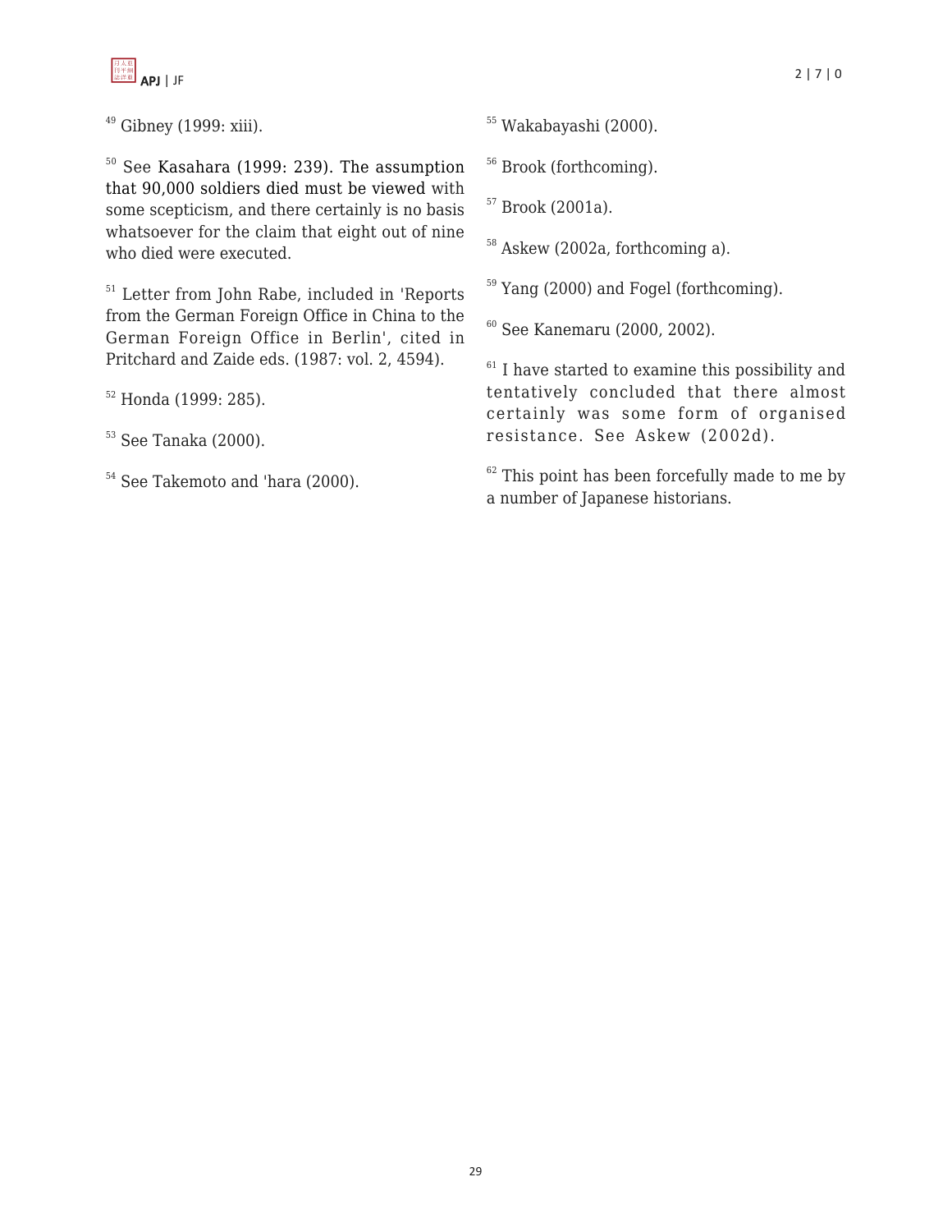[49] Gibney (1999: xiii).

[50] See Kasahara (1999: 239). The assumption that 90,000 soldiers died must be viewed with some scepticism, and there certainly is no basis whatsoever for the claim that eight out of nine who died were executed.

[51] Letter from John Rabe, included in 'Reports from the German Foreign Office in China to the German Foreign Office in Berlin', cited in Pritchard and Zaide eds. (1987: vol. 2, 4594).

[52] Honda (1999: 285).

[53] See Tanaka (2000).

[54] See Takemoto and 'hara (2000).

[55] Wakabayashi (2000).

[56] Brook (forthcoming).

[57] Brook (2001a).

[58] Askew (2002a, forthcoming a).

[59] Yang (2000) and Fogel (forthcoming).

[60] See Kanemaru (2000, 2002).

[61] I have started to examine this possibility and tentatively concluded that there almost certainly was some form of organised resistance. See Askew (2002d).

[62] This point has been forcefully made to me by a number of Japanese historians.